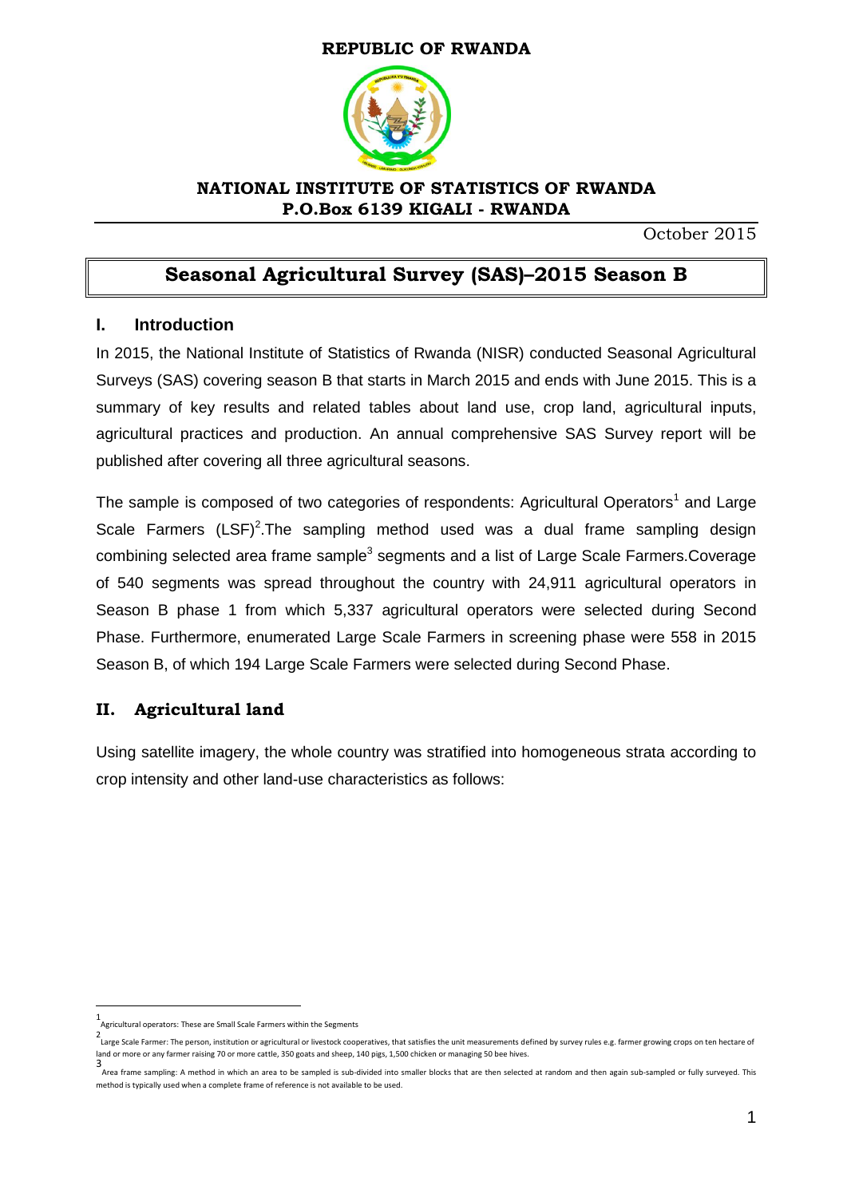**REPUBLIC OF RWANDA**

**NATIONAL INSTITUTE OF STATISTICS OF RWANDA**
**P.O.Box 6139 KIGALI - RWANDA**

October 2015

# Seasonal Agricultural Survey (SAS)–2015 Season B

## I. Introduction

In 2015, the National Institute of Statistics of Rwanda (NISR) conducted Seasonal Agricultural Surveys (SAS) covering season B that starts in March 2015 and ends with June 2015. This is a summary of key results and related tables about land use, crop land, agricultural inputs, agricultural practices and production. An annual comprehensive SAS Survey report will be published after covering all three agricultural seasons.

The sample is composed of two categories of respondents: Agricultural Operators[1] and Large Scale Farmers (LSF)[2].The sampling method used was a dual frame sampling design combining selected area frame sample[3] segments and a list of Large Scale Farmers.Coverage of 540 segments was spread throughout the country with 24,911 agricultural operators in Season B phase 1 from which 5,337 agricultural operators were selected during Second Phase. Furthermore, enumerated Large Scale Farmers in screening phase were 558 in 2015 Season B, of which 194 Large Scale Farmers were selected during Second Phase.

## II. Agricultural land

Using satellite imagery, the whole country was stratified into homogeneous strata according to crop intensity and other land-use characteristics as follows:

---

[1] Agricultural operators: These are Small Scale Farmers within the Segments

[2] Large Scale Farmer: The person, institution or agricultural or livestock cooperatives, that satisfies the unit measurements defined by survey rules e.g. farmer growing crops on ten hectare of land or more or any farmer raising 70 or more cattle, 350 goats and sheep, 140 pigs, 1,500 chicken or managing 50 bee hives.

[3] Area frame sampling: A method in which an area to be sampled is sub-divided into smaller blocks that are then selected at random and then again sub-sampled or fully surveyed. This method is typically used when a complete frame of reference is not available to be used.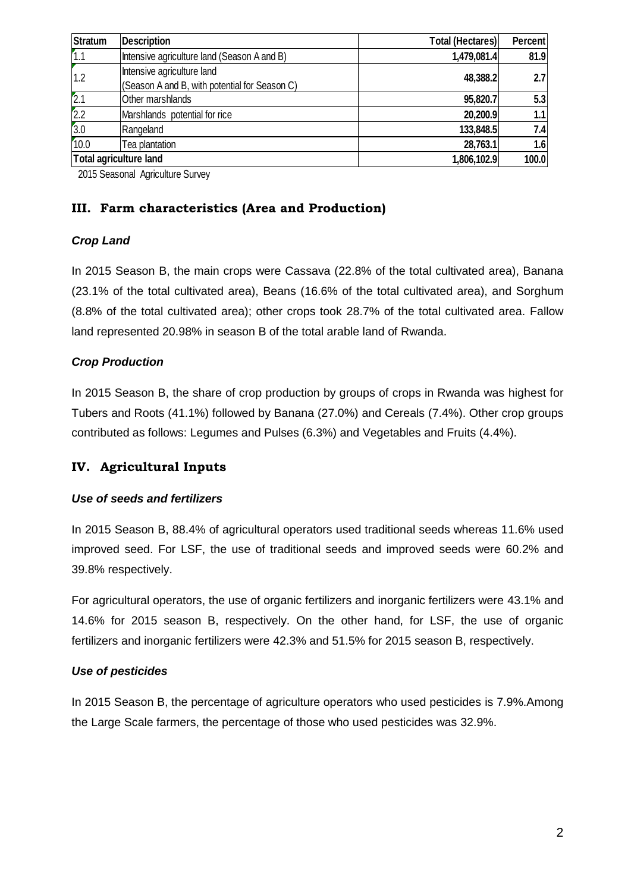| Stratum | Description | Total (Hectares) | Percent |
|---|---|---|---|
| 1.1 | Intensive agriculture land (Season A and B) | 1,479,081.4 | 81.9 |
| 1.2 | Intensive agriculture land (Season A and B, with potential for Season C) | 48,388.2 | 2.7 |
| 2.1 | Other marshlands | 95,820.7 | 5.3 |
| 2.2 | Marshlands potential for rice | 20,200.9 | 1.1 |
| 3.0 | Rangeland | 133,848.5 | 7.4 |
| 10.0 | Tea plantation | 28,763.1 | 1.6 |
| Total agriculture land | | 1,806,102.9 | 100.0 |

2015 Seasonal Agriculture Survey

## III. Farm characteristics (Area and Production)

### *Crop Land*

In 2015 Season B, the main crops were Cassava (22.8% of the total cultivated area), Banana (23.1% of the total cultivated area), Beans (16.6% of the total cultivated area), and Sorghum (8.8% of the total cultivated area); other crops took 28.7% of the total cultivated area. Fallow land represented 20.98% in season B of the total arable land of Rwanda.

### *Crop Production*

In 2015 Season B, the share of crop production by groups of crops in Rwanda was highest for Tubers and Roots (41.1%) followed by Banana (27.0%) and Cereals (7.4%). Other crop groups contributed as follows: Legumes and Pulses (6.3%) and Vegetables and Fruits (4.4%).

## IV. Agricultural Inputs

### *Use of seeds and fertilizers*

In 2015 Season B, 88.4% of agricultural operators used traditional seeds whereas 11.6% used improved seed. For LSF, the use of traditional seeds and improved seeds were 60.2% and 39.8% respectively.

For agricultural operators, the use of organic fertilizers and inorganic fertilizers were 43.1% and 14.6% for 2015 season B, respectively. On the other hand, for LSF, the use of organic fertilizers and inorganic fertilizers were 42.3% and 51.5% for 2015 season B, respectively.

### *Use of pesticides*

In 2015 Season B, the percentage of agriculture operators who used pesticides is 7.9%.Among the Large Scale farmers, the percentage of those who used pesticides was 32.9%.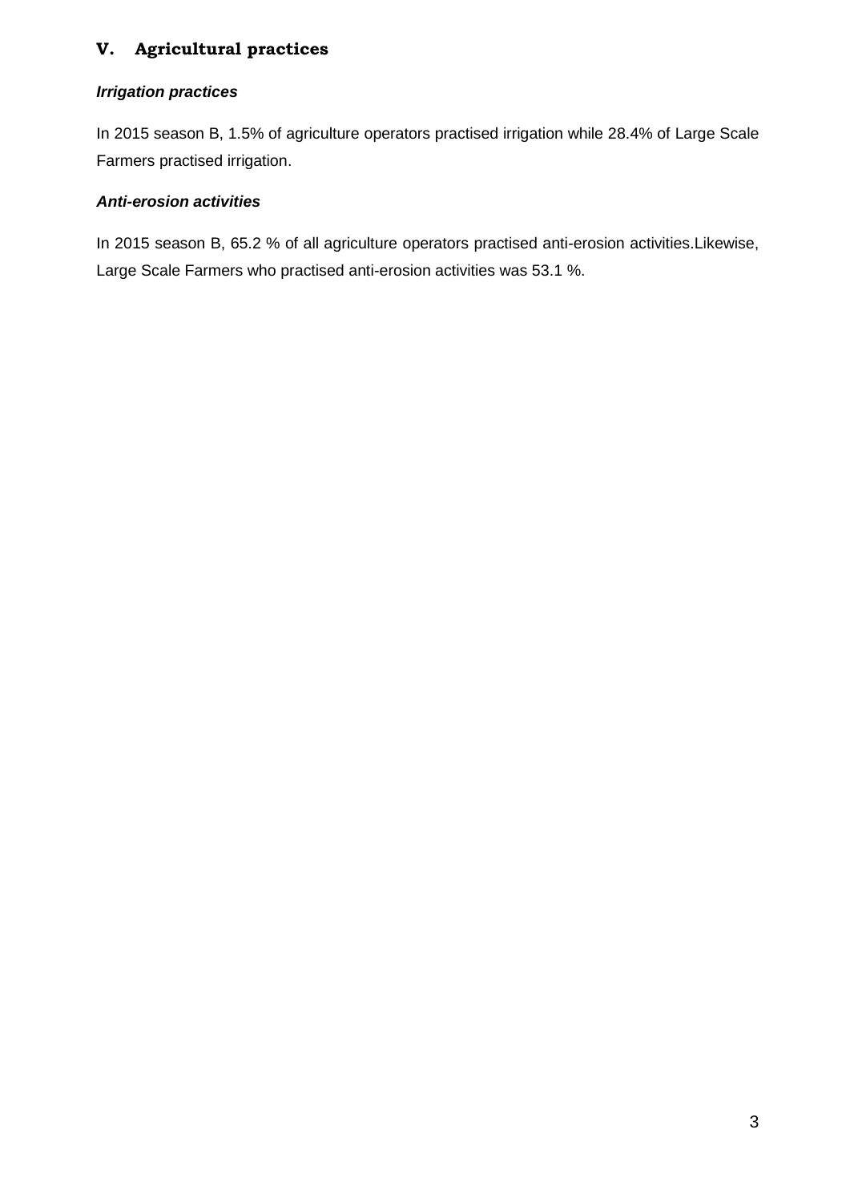## V. Agricultural practices

### *Irrigation practices*

In 2015 season B, 1.5% of agriculture operators practised irrigation while 28.4% of Large Scale Farmers practised irrigation.

### *Anti-erosion activities*

In 2015 season B, 65.2 % of all agriculture operators practised anti-erosion activities.Likewise, Large Scale Farmers who practised anti-erosion activities was 53.1 %.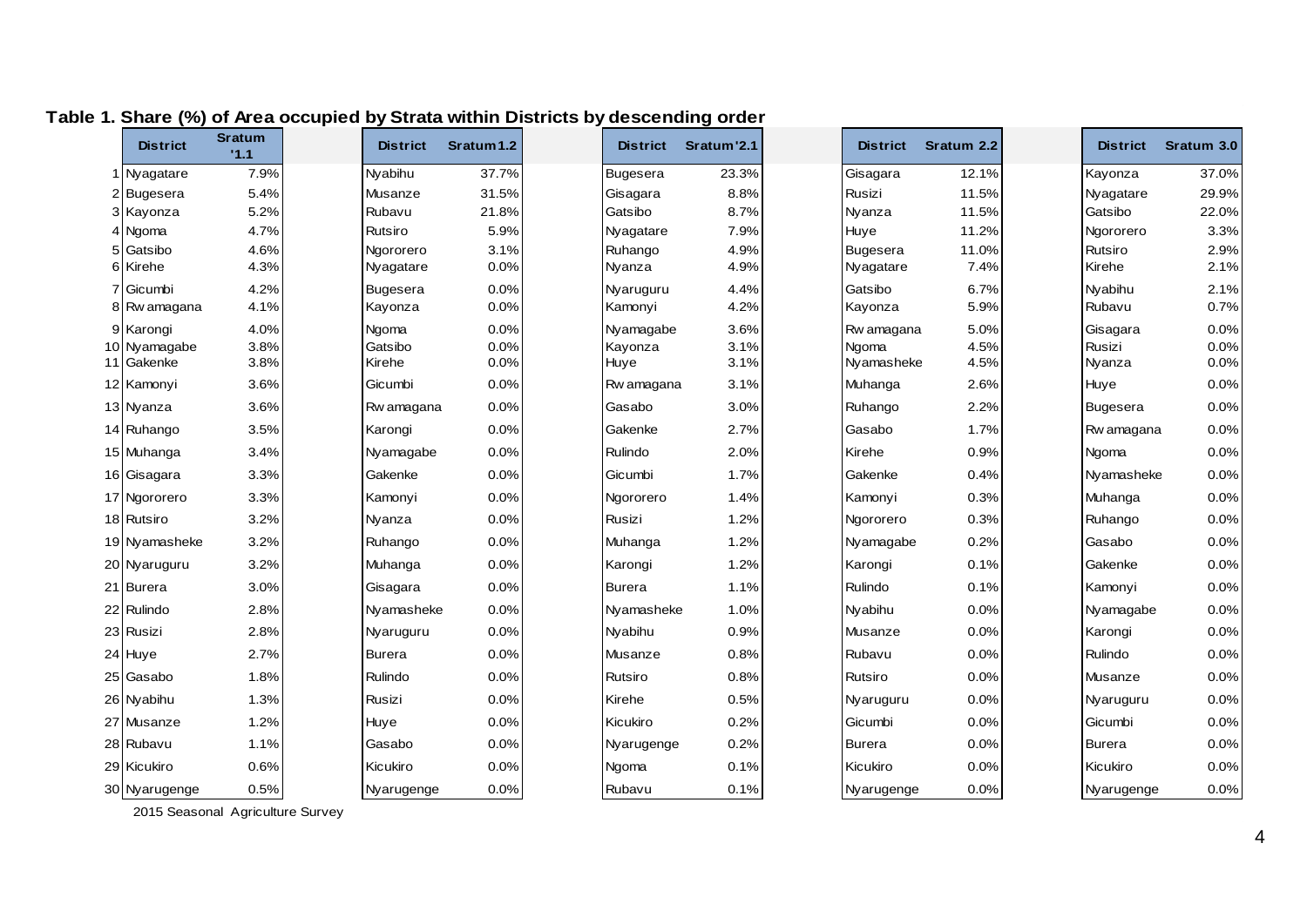**Table 1. Share (%) of Area occupied by Strata within Districts by descending order**

| | District | Sratum '1.1 | District | Sratum 1.2 | District | Sratum '2.1 | District | Sratum 2.2 | District | Sratum 3.0 |
|---|---|---|---|---|---|---|---|---|---|---|
| 1 | Nyagatare | 7.9% | Nyabihu | 37.7% | Bugesera | 23.3% | Gisagara | 12.1% | Kayonza | 37.0% |
| 2 | Bugesera | 5.4% | Musanze | 31.5% | Gisagara | 8.8% | Rusizi | 11.5% | Nyagatare | 29.9% |
| 3 | Kayonza | 5.2% | Rubavu | 21.8% | Gatsibo | 8.7% | Nyanza | 11.5% | Gatsibo | 22.0% |
| 4 | Ngoma | 4.7% | Rutsiro | 5.9% | Nyagatare | 7.9% | Huye | 11.2% | Ngororero | 3.3% |
| 5 | Gatsibo | 4.6% | Ngororero | 3.1% | Ruhango | 4.9% | Bugesera | 11.0% | Rutsiro | 2.9% |
| 6 | Kirehe | 4.3% | Nyagatare | 0.0% | Nyanza | 4.9% | Nyagatare | 7.4% | Kirehe | 2.1% |
| 7 | Gicumbi | 4.2% | Bugesera | 0.0% | Nyaruguru | 4.4% | Gatsibo | 6.7% | Nyabihu | 2.1% |
| 8 | Rwamagana | 4.1% | Kayonza | 0.0% | Kamonyi | 4.2% | Kayonza | 5.9% | Rubavu | 0.7% |
| 9 | Karongi | 4.0% | Ngoma | 0.0% | Nyamagabe | 3.6% | Rwamagana | 5.0% | Gisagara | 0.0% |
| 10 | Nyamagabe | 3.8% | Gatsibo | 0.0% | Kayonza | 3.1% | Ngoma | 4.5% | Rusizi | 0.0% |
| 11 | Gakenke | 3.8% | Kirehe | 0.0% | Huye | 3.1% | Nyamasheke | 4.5% | Nyanza | 0.0% |
| 12 | Kamonyi | 3.6% | Gicumbi | 0.0% | Rwamagana | 3.1% | Muhanga | 2.6% | Huye | 0.0% |
| 13 | Nyanza | 3.6% | Rwamagana | 0.0% | Gasabo | 3.0% | Ruhango | 2.2% | Bugesera | 0.0% |
| 14 | Ruhango | 3.5% | Karongi | 0.0% | Gakenke | 2.7% | Gasabo | 1.7% | Rwamagana | 0.0% |
| 15 | Muhanga | 3.4% | Nyamagabe | 0.0% | Rulindo | 2.0% | Kirehe | 0.9% | Ngoma | 0.0% |
| 16 | Gisagara | 3.3% | Gakenke | 0.0% | Gicumbi | 1.7% | Gakenke | 0.4% | Nyamasheke | 0.0% |
| 17 | Ngororero | 3.3% | Kamonyi | 0.0% | Ngororero | 1.4% | Kamonyi | 0.3% | Muhanga | 0.0% |
| 18 | Rutsiro | 3.2% | Nyanza | 0.0% | Rusizi | 1.2% | Ngororero | 0.3% | Ruhango | 0.0% |
| 19 | Nyamasheke | 3.2% | Ruhango | 0.0% | Muhanga | 1.2% | Nyamagabe | 0.2% | Gasabo | 0.0% |
| 20 | Nyaruguru | 3.2% | Muhanga | 0.0% | Karongi | 1.2% | Karongi | 0.1% | Gakenke | 0.0% |
| 21 | Burera | 3.0% | Gisagara | 0.0% | Burera | 1.1% | Rulindo | 0.1% | Kamonyi | 0.0% |
| 22 | Rulindo | 2.8% | Nyamasheke | 0.0% | Nyamasheke | 1.0% | Nyabihu | 0.0% | Nyamagabe | 0.0% |
| 23 | Rusizi | 2.8% | Nyaruguru | 0.0% | Nyabihu | 0.9% | Musanze | 0.0% | Karongi | 0.0% |
| 24 | Huye | 2.7% | Burera | 0.0% | Musanze | 0.8% | Rubavu | 0.0% | Rulindo | 0.0% |
| 25 | Gasabo | 1.8% | Rulindo | 0.0% | Rutsiro | 0.8% | Rutsiro | 0.0% | Musanze | 0.0% |
| 26 | Nyabihu | 1.3% | Rusizi | 0.0% | Kirehe | 0.5% | Nyaruguru | 0.0% | Nyaruguru | 0.0% |
| 27 | Musanze | 1.2% | Huye | 0.0% | Kicukiro | 0.2% | Gicumbi | 0.0% | Gicumbi | 0.0% |
| 28 | Rubavu | 1.1% | Gasabo | 0.0% | Nyarugenge | 0.2% | Burera | 0.0% | Burera | 0.0% |
| 29 | Kicukiro | 0.6% | Kicukiro | 0.0% | Ngoma | 0.1% | Kicukiro | 0.0% | Kicukiro | 0.0% |
| 30 | Nyarugenge | 0.5% | Nyarugenge | 0.0% | Rubavu | 0.1% | Nyarugenge | 0.0% | Nyarugenge | 0.0% |

2015 Seasonal Agriculture Survey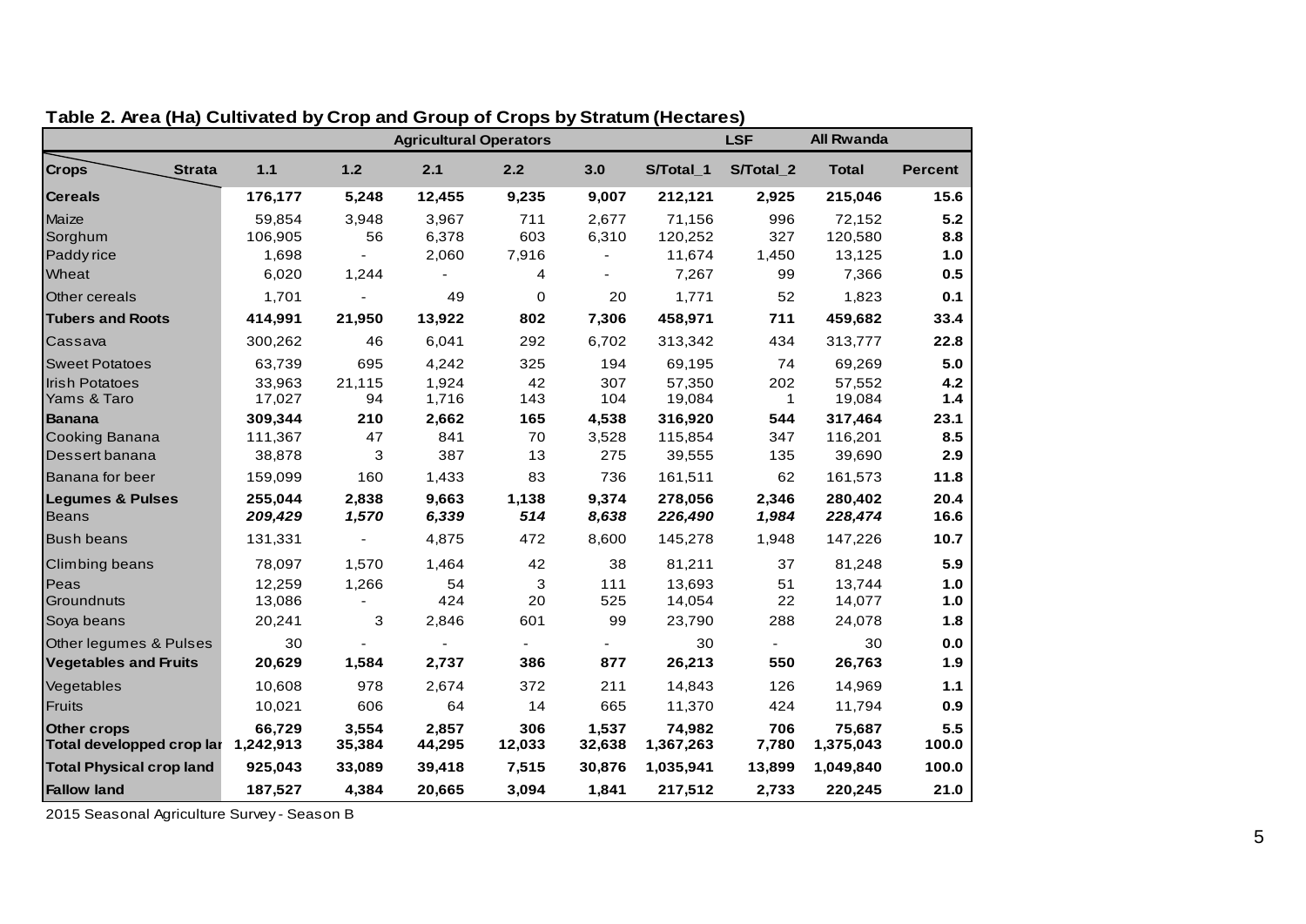**Table 2. Area (Ha) Cultivated by Crop and Group of Crops by Stratum (Hectares)**

| | Agricultural Operators | | | | | | LSF | All Rwanda | |
|---|---|---|---|---|---|---|---|---|---|
| **Crops / Strata** | **1.1** | **1.2** | **2.1** | **2.2** | **3.0** | **S/Total_1** | **S/Total_2** | **Total** | **Percent** |
| **Cereals** | **176,177** | **5,248** | **12,455** | **9,235** | **9,007** | **212,121** | **2,925** | **215,046** | **15.6** |
| Maize | 59,854 | 3,948 | 3,967 | 711 | 2,677 | 71,156 | 996 | 72,152 | **5.2** |
| Sorghum | 106,905 | 56 | 6,378 | 603 | 6,310 | 120,252 | 327 | 120,580 | **8.8** |
| Paddy rice | 1,698 | - | 2,060 | 7,916 | - | 11,674 | 1,450 | 13,125 | **1.0** |
| Wheat | 6,020 | 1,244 | - | 4 | - | 7,267 | 99 | 7,366 | **0.5** |
| Other cereals | 1,701 | - | 49 | 0 | 20 | 1,771 | 52 | 1,823 | **0.1** |
| **Tubers and Roots** | **414,991** | **21,950** | **13,922** | **802** | **7,306** | **458,971** | **711** | **459,682** | **33.4** |
| Cassava | 300,262 | 46 | 6,041 | 292 | 6,702 | 313,342 | 434 | 313,777 | **22.8** |
| Sweet Potatoes | 63,739 | 695 | 4,242 | 325 | 194 | 69,195 | 74 | 69,269 | **5.0** |
| Irish Potatoes | 33,963 | 21,115 | 1,924 | 42 | 307 | 57,350 | 202 | 57,552 | **4.2** |
| Yams & Taro | 17,027 | 94 | 1,716 | 143 | 104 | 19,084 | 1 | 19,084 | **1.4** |
| **Banana** | **309,344** | **210** | **2,662** | **165** | **4,538** | **316,920** | **544** | **317,464** | **23.1** |
| Cooking Banana | 111,367 | 47 | 841 | 70 | 3,528 | 115,854 | 347 | 116,201 | **8.5** |
| Dessert banana | 38,878 | 3 | 387 | 13 | 275 | 39,555 | 135 | 39,690 | **2.9** |
| Banana for beer | 159,099 | 160 | 1,433 | 83 | 736 | 161,511 | 62 | 161,573 | **11.8** |
| **Legumes & Pulses** | **255,044** | **2,838** | **9,663** | **1,138** | **9,374** | **278,056** | **2,346** | **280,402** | **20.4** |
| Beans | ***209,429*** | ***1,570*** | ***6,339*** | ***514*** | ***8,638*** | ***226,490*** | ***1,984*** | ***228,474*** | **16.6** |
| Bush beans | 131,331 | - | 4,875 | 472 | 8,600 | 145,278 | 1,948 | 147,226 | **10.7** |
| Climbing beans | 78,097 | 1,570 | 1,464 | 42 | 38 | 81,211 | 37 | 81,248 | **5.9** |
| Peas | 12,259 | 1,266 | 54 | 3 | 111 | 13,693 | 51 | 13,744 | **1.0** |
| Groundnuts | 13,086 | - | 424 | 20 | 525 | 14,054 | 22 | 14,077 | **1.0** |
| Soya beans | 20,241 | 3 | 2,846 | 601 | 99 | 23,790 | 288 | 24,078 | **1.8** |
| Other legumes & Pulses | 30 | - | - | - | - | 30 | - | 30 | **0.0** |
| **Vegetables and Fruits** | **20,629** | **1,584** | **2,737** | **386** | **877** | **26,213** | **550** | **26,763** | **1.9** |
| Vegetables | 10,608 | 978 | 2,674 | 372 | 211 | 14,843 | 126 | 14,969 | **1.1** |
| Fruits | 10,021 | 606 | 64 | 14 | 665 | 11,370 | 424 | 11,794 | **0.9** |
| **Other crops** | **66,729** | **3,554** | **2,857** | **306** | **1,537** | **74,982** | **706** | **75,687** | **5.5** |
| **Total developped crop lar** | **1,242,913** | **35,384** | **44,295** | **12,033** | **32,638** | **1,367,263** | **7,780** | **1,375,043** | **100.0** |
| **Total Physical crop land** | **925,043** | **33,089** | **39,418** | **7,515** | **30,876** | **1,035,941** | **13,899** | **1,049,840** | **100.0** |
| **Fallow land** | **187,527** | **4,384** | **20,665** | **3,094** | **1,841** | **217,512** | **2,733** | **220,245** | **21.0** |

2015 Seasonal Agriculture Survey - Season B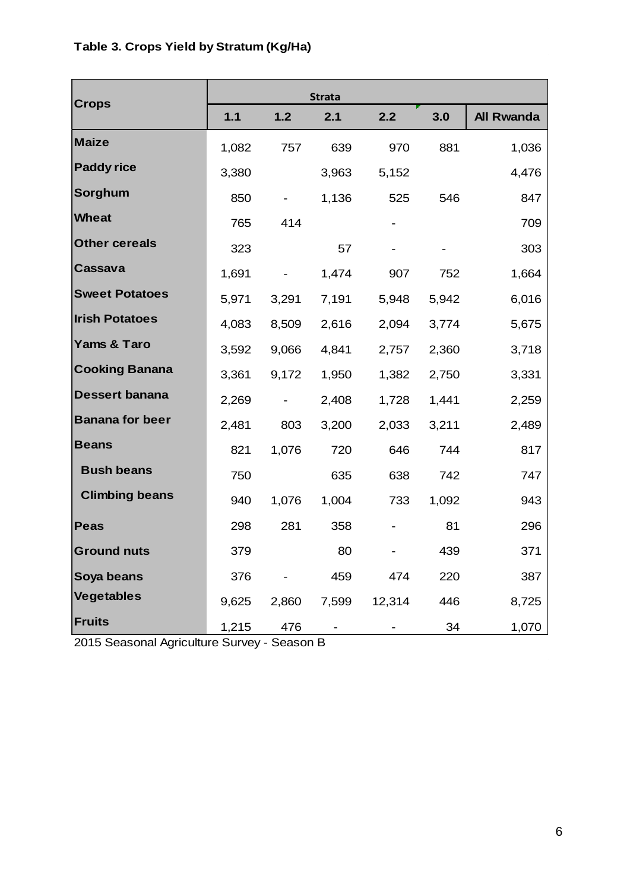**Table 3. Crops Yield by Stratum (Kg/Ha)**

| Crops | Strata | | | | | |
|---|---|---|---|---|---|---|
| | 1.1 | 1.2 | 2.1 | 2.2 | 3.0 | All Rwanda |
| **Maize** | 1,082 | 757 | 639 | 970 | 881 | 1,036 |
| **Paddy rice** | 3,380 | | 3,963 | 5,152 | | 4,476 |
| **Sorghum** | 850 | - | 1,136 | 525 | 546 | 847 |
| **Wheat** | 765 | 414 | | - | | 709 |
| **Other cereals** | 323 | | 57 | - | - | 303 |
| **Cassava** | 1,691 | - | 1,474 | 907 | 752 | 1,664 |
| **Sweet Potatoes** | 5,971 | 3,291 | 7,191 | 5,948 | 5,942 | 6,016 |
| **Irish Potatoes** | 4,083 | 8,509 | 2,616 | 2,094 | 3,774 | 5,675 |
| **Yams & Taro** | 3,592 | 9,066 | 4,841 | 2,757 | 2,360 | 3,718 |
| **Cooking Banana** | 3,361 | 9,172 | 1,950 | 1,382 | 2,750 | 3,331 |
| **Dessert banana** | 2,269 | - | 2,408 | 1,728 | 1,441 | 2,259 |
| **Banana for beer** | 2,481 | 803 | 3,200 | 2,033 | 3,211 | 2,489 |
| **Beans** | 821 | 1,076 | 720 | 646 | 744 | 817 |
| **Bush beans** | 750 | | 635 | 638 | 742 | 747 |
| **Climbing beans** | 940 | 1,076 | 1,004 | 733 | 1,092 | 943 |
| **Peas** | 298 | 281 | 358 | - | 81 | 296 |
| **Ground nuts** | 379 | | 80 | - | 439 | 371 |
| **Soya beans** | 376 | - | 459 | 474 | 220 | 387 |
| **Vegetables** | 9,625 | 2,860 | 7,599 | 12,314 | 446 | 8,725 |
| **Fruits** | 1,215 | 476 | - | - | 34 | 1,070 |

2015 Seasonal Agriculture Survey - Season B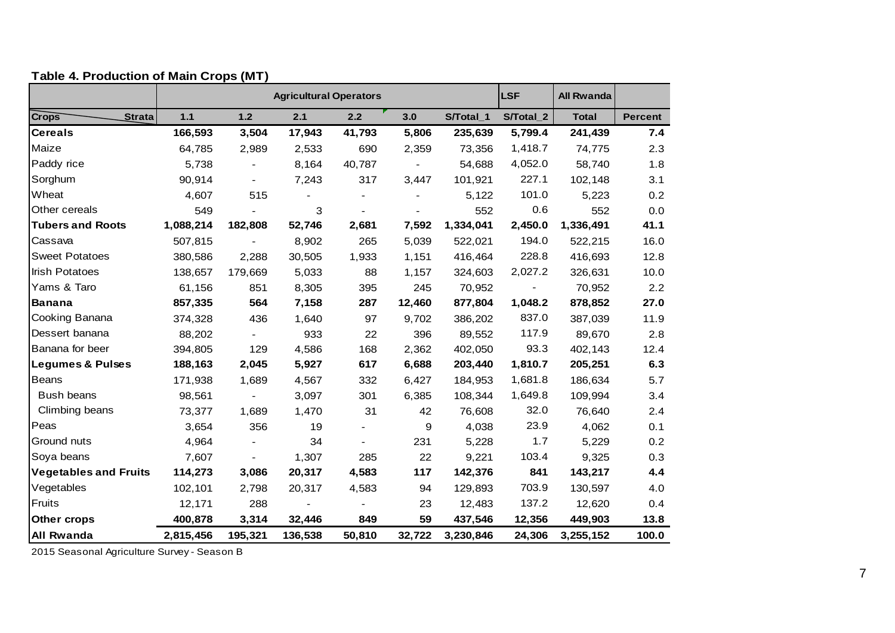**Table 4. Production of Main Crops (MT)**

| | Agricultural Operators | | | | | | LSF | All Rwanda | |
|---|---|---|---|---|---|---|---|---|---|
| Crops / Strata | 1.1 | 1.2 | 2.1 | 2.2 | 3.0 | S/Total_1 | S/Total_2 | Total | Percent |
| **Cereals** | **166,593** | **3,504** | **17,943** | **41,793** | **5,806** | **235,639** | **5,799.4** | **241,439** | **7.4** |
| Maize | 64,785 | 2,989 | 2,533 | 690 | 2,359 | 73,356 | 1,418.7 | 74,775 | 2.3 |
| Paddy rice | 5,738 | - | 8,164 | 40,787 | - | 54,688 | 4,052.0 | 58,740 | 1.8 |
| Sorghum | 90,914 | - | 7,243 | 317 | 3,447 | 101,921 | 227.1 | 102,148 | 3.1 |
| Wheat | 4,607 | 515 | - | - | - | 5,122 | 101.0 | 5,223 | 0.2 |
| Other cereals | 549 | - | 3 | - | - | 552 | 0.6 | 552 | 0.0 |
| **Tubers and Roots** | **1,088,214** | **182,808** | **52,746** | **2,681** | **7,592** | **1,334,041** | **2,450.0** | **1,336,491** | **41.1** |
| Cassava | 507,815 | - | 8,902 | 265 | 5,039 | 522,021 | 194.0 | 522,215 | 16.0 |
| Sweet Potatoes | 380,586 | 2,288 | 30,505 | 1,933 | 1,151 | 416,464 | 228.8 | 416,693 | 12.8 |
| Irish Potatoes | 138,657 | 179,669 | 5,033 | 88 | 1,157 | 324,603 | 2,027.2 | 326,631 | 10.0 |
| Yams & Taro | 61,156 | 851 | 8,305 | 395 | 245 | 70,952 | - | 70,952 | 2.2 |
| **Banana** | **857,335** | **564** | **7,158** | **287** | **12,460** | **877,804** | **1,048.2** | **878,852** | **27.0** |
| Cooking Banana | 374,328 | 436 | 1,640 | 97 | 9,702 | 386,202 | 837.0 | 387,039 | 11.9 |
| Dessert banana | 88,202 | - | 933 | 22 | 396 | 89,552 | 117.9 | 89,670 | 2.8 |
| Banana for beer | 394,805 | 129 | 4,586 | 168 | 2,362 | 402,050 | 93.3 | 402,143 | 12.4 |
| **Legumes & Pulses** | **188,163** | **2,045** | **5,927** | **617** | **6,688** | **203,440** | **1,810.7** | **205,251** | **6.3** |
| Beans | 171,938 | 1,689 | 4,567 | 332 | 6,427 | 184,953 | 1,681.8 | 186,634 | 5.7 |
| Bush beans | 98,561 | - | 3,097 | 301 | 6,385 | 108,344 | 1,649.8 | 109,994 | 3.4 |
| Climbing beans | 73,377 | 1,689 | 1,470 | 31 | 42 | 76,608 | 32.0 | 76,640 | 2.4 |
| Peas | 3,654 | 356 | 19 | - | 9 | 4,038 | 23.9 | 4,062 | 0.1 |
| Ground nuts | 4,964 | - | 34 | - | 231 | 5,228 | 1.7 | 5,229 | 0.2 |
| Soya beans | 7,607 | - | 1,307 | 285 | 22 | 9,221 | 103.4 | 9,325 | 0.3 |
| **Vegetables and Fruits** | **114,273** | **3,086** | **20,317** | **4,583** | **117** | **142,376** | **841** | **143,217** | **4.4** |
| Vegetables | 102,101 | 2,798 | 20,317 | 4,583 | 94 | 129,893 | 703.9 | 130,597 | 4.0 |
| Fruits | 12,171 | 288 | - | - | 23 | 12,483 | 137.2 | 12,620 | 0.4 |
| **Other crops** | **400,878** | **3,314** | **32,446** | **849** | **59** | **437,546** | **12,356** | **449,903** | **13.8** |
| **All Rwanda** | **2,815,456** | **195,321** | **136,538** | **50,810** | **32,722** | **3,230,846** | **24,306** | **3,255,152** | **100.0** |

2015 Seasonal Agriculture Survey - Season B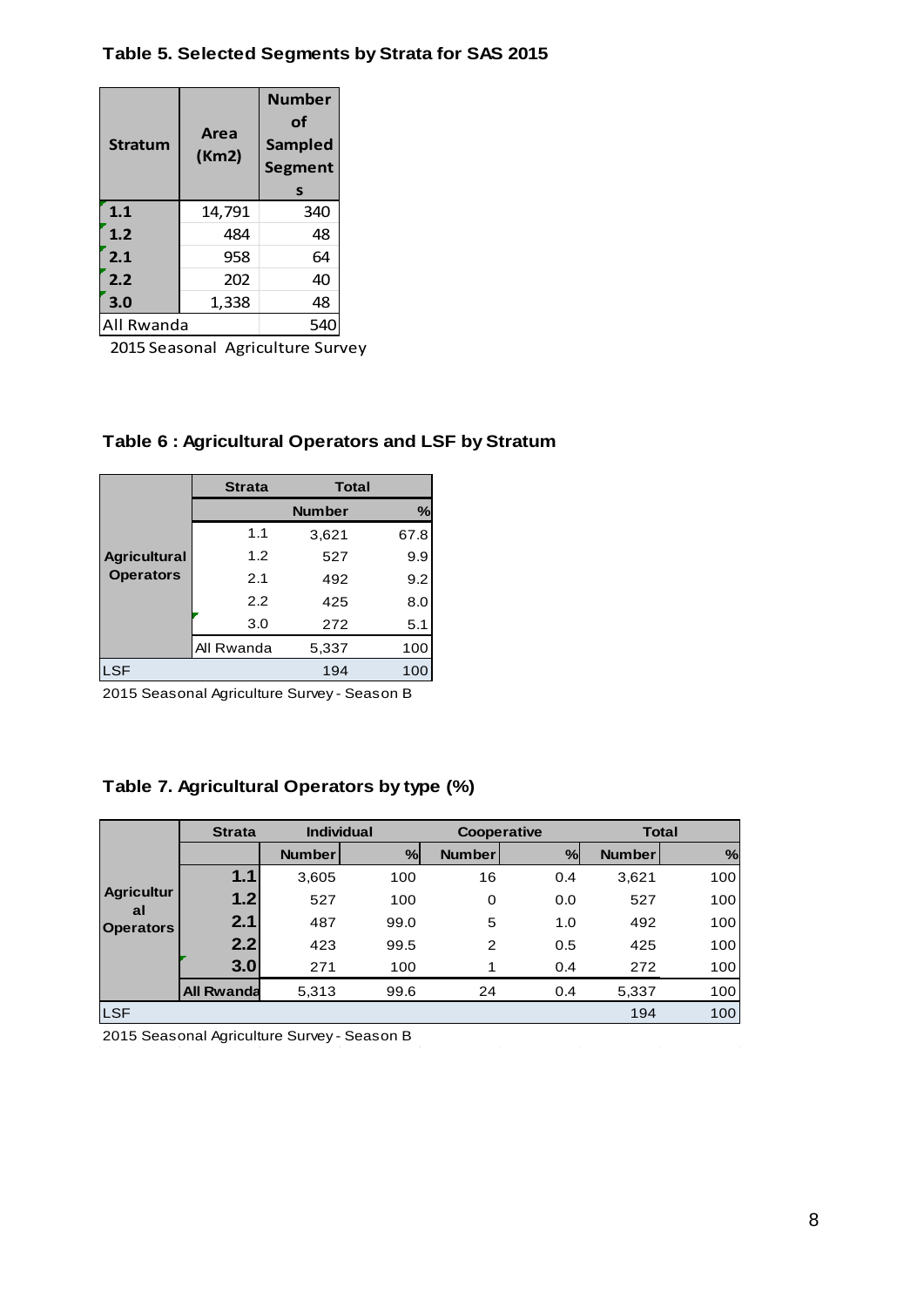**Table 5. Selected Segments by Strata for SAS 2015**

| Stratum | Area (Km2) | Number of Sampled Segments |
|---|---|---|
| 1.1 | 14,791 | 340 |
| 1.2 | 484 | 48 |
| 2.1 | 958 | 64 |
| 2.2 | 202 | 40 |
| 3.0 | 1,338 | 48 |
| All Rwanda | | 540 |

2015 Seasonal Agriculture Survey

**Table 6 : Agricultural Operators and LSF by Stratum**

| | Strata | Total | |
|---|---|---|---|
| | | Number | % |
| Agricultural Operators | 1.1 | 3,621 | 67.8 |
| | 1.2 | 527 | 9.9 |
| | 2.1 | 492 | 9.2 |
| | 2.2 | 425 | 8.0 |
| | 3.0 | 272 | 5.1 |
| | All Rwanda | 5,337 | 100 |
| LSF | | 194 | 100 |

2015 Seasonal Agriculture Survey - Season B

**Table 7. Agricultural Operators by type (%)**

| | Strata | Individual | | Cooperative | | Total | |
|---|---|---|---|---|---|---|---|
| | | Number | % | Number | % | Number | % |
| Agricultural Operators | 1.1 | 3,605 | 100 | 16 | 0.4 | 3,621 | 100 |
| | 1.2 | 527 | 100 | 0 | 0.0 | 527 | 100 |
| | 2.1 | 487 | 99.0 | 5 | 1.0 | 492 | 100 |
| | 2.2 | 423 | 99.5 | 2 | 0.5 | 425 | 100 |
| | 3.0 | 271 | 100 | 1 | 0.4 | 272 | 100 |
| | All Rwanda | 5,313 | 99.6 | 24 | 0.4 | 5,337 | 100 |
| LSF | | | | | | 194 | 100 |

2015 Seasonal Agriculture Survey - Season B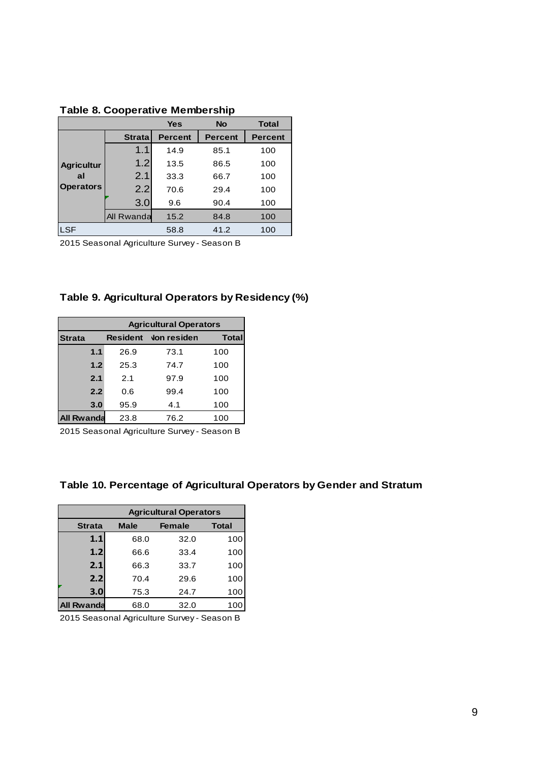**Table 8. Cooperative Membership**

| | | Yes | No | Total |
|---|---|---|---|---|
| | Strata | Percent | Percent | Percent |
| Agricultural Operators | 1.1 | 14.9 | 85.1 | 100 |
| | 1.2 | 13.5 | 86.5 | 100 |
| | 2.1 | 33.3 | 66.7 | 100 |
| | 2.2 | 70.6 | 29.4 | 100 |
| | 3.0 | 9.6 | 90.4 | 100 |
| | All Rwanda | 15.2 | 84.8 | 100 |
| LSF | | 58.8 | 41.2 | 100 |

2015 Seasonal Agriculture Survey - Season B

**Table 9. Agricultural Operators by Residency (%)**

| | Agricultural Operators | | |
|---|---|---|---|
| Strata | Resident | Non residen | Total |
| 1.1 | 26.9 | 73.1 | 100 |
| 1.2 | 25.3 | 74.7 | 100 |
| 2.1 | 2.1 | 97.9 | 100 |
| 2.2 | 0.6 | 99.4 | 100 |
| 3.0 | 95.9 | 4.1 | 100 |
| All Rwanda | 23.8 | 76.2 | 100 |

2015 Seasonal Agriculture Survey - Season B

**Table 10. Percentage of Agricultural Operators by Gender and Stratum**

| | Agricultural Operators | | |
|---|---|---|---|
| Strata | Male | Female | Total |
| 1.1 | 68.0 | 32.0 | 100 |
| 1.2 | 66.6 | 33.4 | 100 |
| 2.1 | 66.3 | 33.7 | 100 |
| 2.2 | 70.4 | 29.6 | 100 |
| 3.0 | 75.3 | 24.7 | 100 |
| All Rwanda | 68.0 | 32.0 | 100 |

2015 Seasonal Agriculture Survey - Season B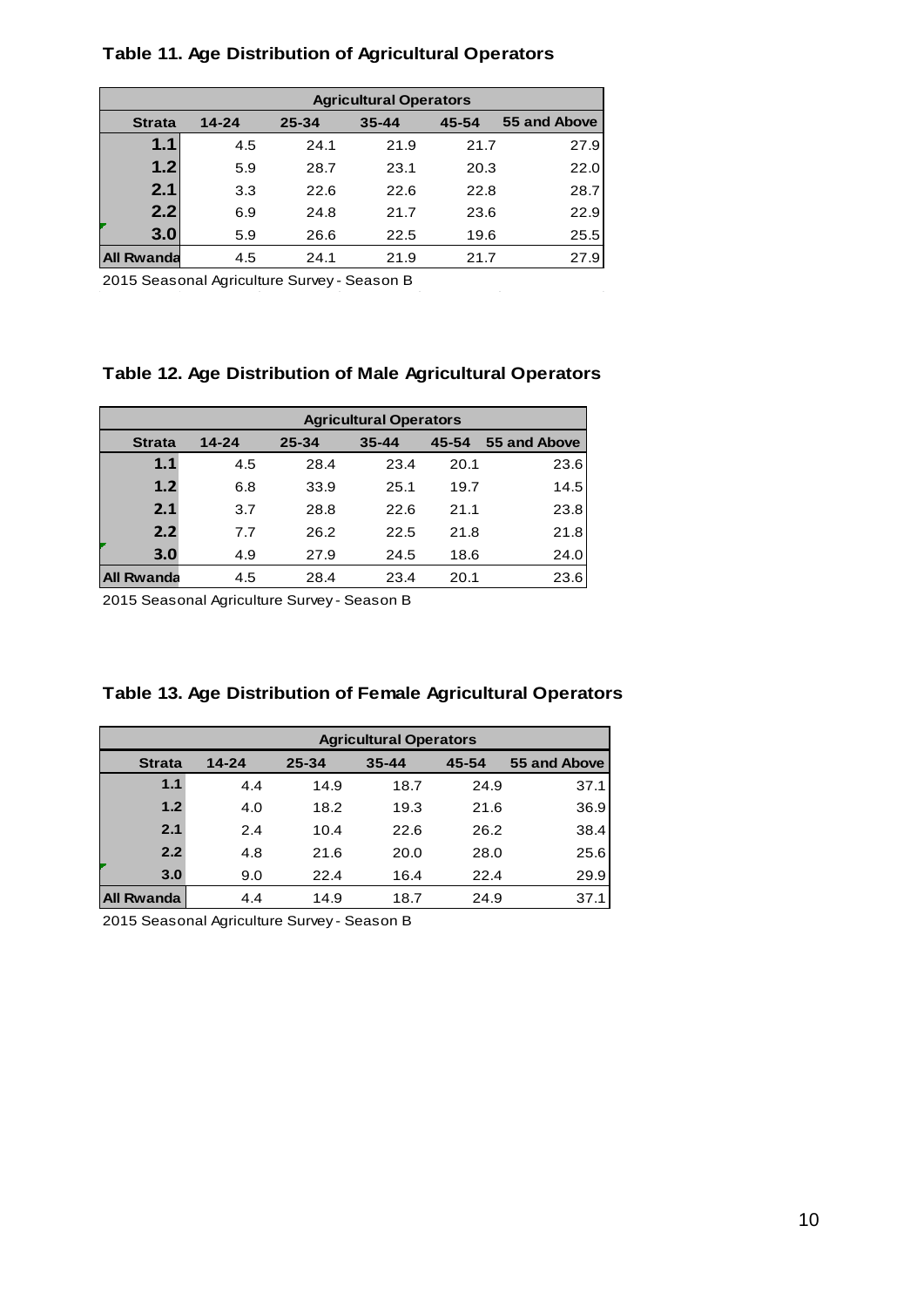**Table 11. Age Distribution of Agricultural Operators**

| | Agricultural Operators | | | | |
|---|---|---|---|---|---|
| Strata | 14-24 | 25-34 | 35-44 | 45-54 | 55 and Above |
| 1.1 | 4.5 | 24.1 | 21.9 | 21.7 | 27.9 |
| 1.2 | 5.9 | 28.7 | 23.1 | 20.3 | 22.0 |
| 2.1 | 3.3 | 22.6 | 22.6 | 22.8 | 28.7 |
| 2.2 | 6.9 | 24.8 | 21.7 | 23.6 | 22.9 |
| 3.0 | 5.9 | 26.6 | 22.5 | 19.6 | 25.5 |
| All Rwanda | 4.5 | 24.1 | 21.9 | 21.7 | 27.9 |

2015 Seasonal Agriculture Survey - Season B

**Table 12. Age Distribution of Male Agricultural Operators**

| | Agricultural Operators | | | | |
|---|---|---|---|---|---|
| Strata | 14-24 | 25-34 | 35-44 | 45-54 | 55 and Above |
| 1.1 | 4.5 | 28.4 | 23.4 | 20.1 | 23.6 |
| 1.2 | 6.8 | 33.9 | 25.1 | 19.7 | 14.5 |
| 2.1 | 3.7 | 28.8 | 22.6 | 21.1 | 23.8 |
| 2.2 | 7.7 | 26.2 | 22.5 | 21.8 | 21.8 |
| 3.0 | 4.9 | 27.9 | 24.5 | 18.6 | 24.0 |
| All Rwanda | 4.5 | 28.4 | 23.4 | 20.1 | 23.6 |

2015 Seasonal Agriculture Survey - Season B

**Table 13. Age Distribution of Female Agricultural Operators**

| | Agricultural Operators | | | | |
|---|---|---|---|---|---|
| Strata | 14-24 | 25-34 | 35-44 | 45-54 | 55 and Above |
| 1.1 | 4.4 | 14.9 | 18.7 | 24.9 | 37.1 |
| 1.2 | 4.0 | 18.2 | 19.3 | 21.6 | 36.9 |
| 2.1 | 2.4 | 10.4 | 22.6 | 26.2 | 38.4 |
| 2.2 | 4.8 | 21.6 | 20.0 | 28.0 | 25.6 |
| 3.0 | 9.0 | 22.4 | 16.4 | 22.4 | 29.9 |
| All Rwanda | 4.4 | 14.9 | 18.7 | 24.9 | 37.1 |

2015 Seasonal Agriculture Survey - Season B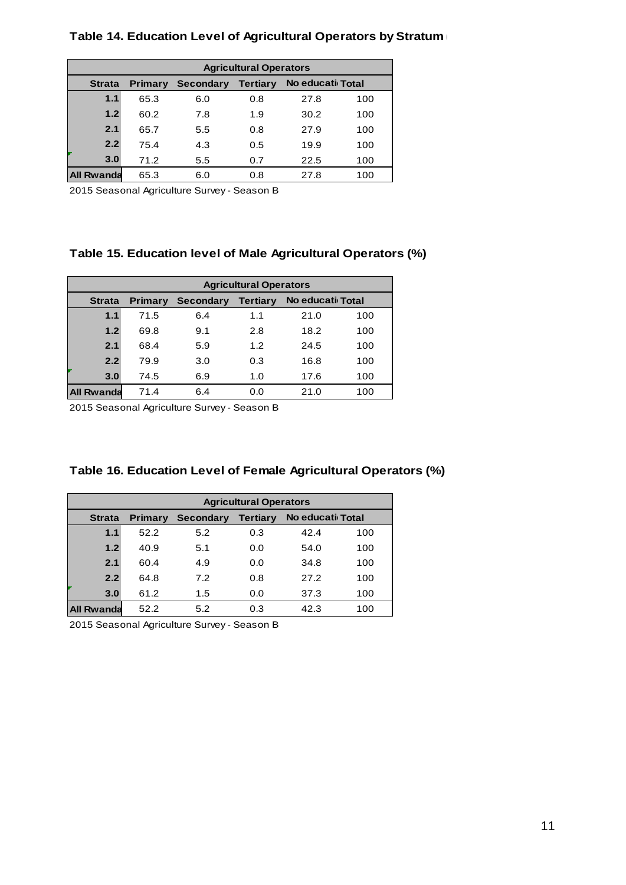### Table 14. Education Level of Agricultural Operators by Stratum

| Agricultural Operators | | | | | |
|---|---|---|---|---|---|
| **Strata** | **Primary** | **Secondary** | **Tertiary** | **No educati** | **Total** |
| **1.1** | 65.3 | 6.0 | 0.8 | 27.8 | 100 |
| **1.2** | 60.2 | 7.8 | 1.9 | 30.2 | 100 |
| **2.1** | 65.7 | 5.5 | 0.8 | 27.9 | 100 |
| **2.2** | 75.4 | 4.3 | 0.5 | 19.9 | 100 |
| **3.0** | 71.2 | 5.5 | 0.7 | 22.5 | 100 |
| **All Rwanda** | 65.3 | 6.0 | 0.8 | 27.8 | 100 |

2015 Seasonal Agriculture Survey - Season B

### Table 15. Education level of Male Agricultural Operators (%)

| Agricultural Operators | | | | | |
|---|---|---|---|---|---|
| **Strata** | **Primary** | **Secondary** | **Tertiary** | **No educati** | **Total** |
| **1.1** | 71.5 | 6.4 | 1.1 | 21.0 | 100 |
| **1.2** | 69.8 | 9.1 | 2.8 | 18.2 | 100 |
| **2.1** | 68.4 | 5.9 | 1.2 | 24.5 | 100 |
| **2.2** | 79.9 | 3.0 | 0.3 | 16.8 | 100 |
| **3.0** | 74.5 | 6.9 | 1.0 | 17.6 | 100 |
| **All Rwanda** | 71.4 | 6.4 | 0.0 | 21.0 | 100 |

2015 Seasonal Agriculture Survey - Season B

### Table 16. Education Level of Female Agricultural Operators (%)

| Agricultural Operators | | | | | |
|---|---|---|---|---|---|
| **Strata** | **Primary** | **Secondary** | **Tertiary** | **No educati** | **Total** |
| **1.1** | 52.2 | 5.2 | 0.3 | 42.4 | 100 |
| **1.2** | 40.9 | 5.1 | 0.0 | 54.0 | 100 |
| **2.1** | 60.4 | 4.9 | 0.0 | 34.8 | 100 |
| **2.2** | 64.8 | 7.2 | 0.8 | 27.2 | 100 |
| **3.0** | 61.2 | 1.5 | 0.0 | 37.3 | 100 |
| **All Rwanda** | 52.2 | 5.2 | 0.3 | 42.3 | 100 |

2015 Seasonal Agriculture Survey - Season B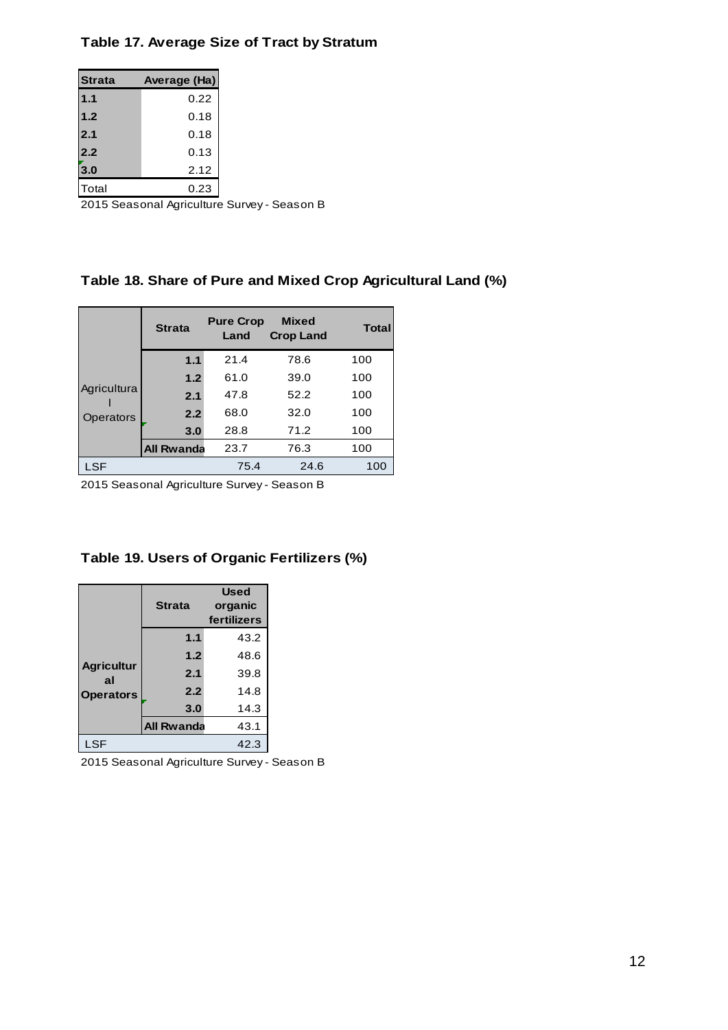**Table 17. Average Size of Tract by Stratum**

| Strata | Average (Ha) |
|---|---|
| 1.1 | 0.22 |
| 1.2 | 0.18 |
| 2.1 | 0.18 |
| 2.2 | 0.13 |
| 3.0 | 2.12 |
| Total | 0.23 |

2015 Seasonal Agriculture Survey - Season B

**Table 18. Share of Pure and Mixed Crop Agricultural Land (%)**

| | Strata | Pure Crop Land | Mixed Crop Land | Total |
|---|---|---|---|---|
| Agricultural Operators | 1.1 | 21.4 | 78.6 | 100 |
| | 1.2 | 61.0 | 39.0 | 100 |
| | 2.1 | 47.8 | 52.2 | 100 |
| | 2.2 | 68.0 | 32.0 | 100 |
| | 3.0 | 28.8 | 71.2 | 100 |
| | All Rwanda | 23.7 | 76.3 | 100 |
| LSF | | 75.4 | 24.6 | 100 |

2015 Seasonal Agriculture Survey - Season B

**Table 19. Users of Organic Fertilizers (%)**

| | Strata | Used organic fertilizers |
|---|---|---|
| Agricultural Operators | 1.1 | 43.2 |
| | 1.2 | 48.6 |
| | 2.1 | 39.8 |
| | 2.2 | 14.8 |
| | 3.0 | 14.3 |
| | All Rwanda | 43.1 |
| LSF | | 42.3 |

2015 Seasonal Agriculture Survey - Season B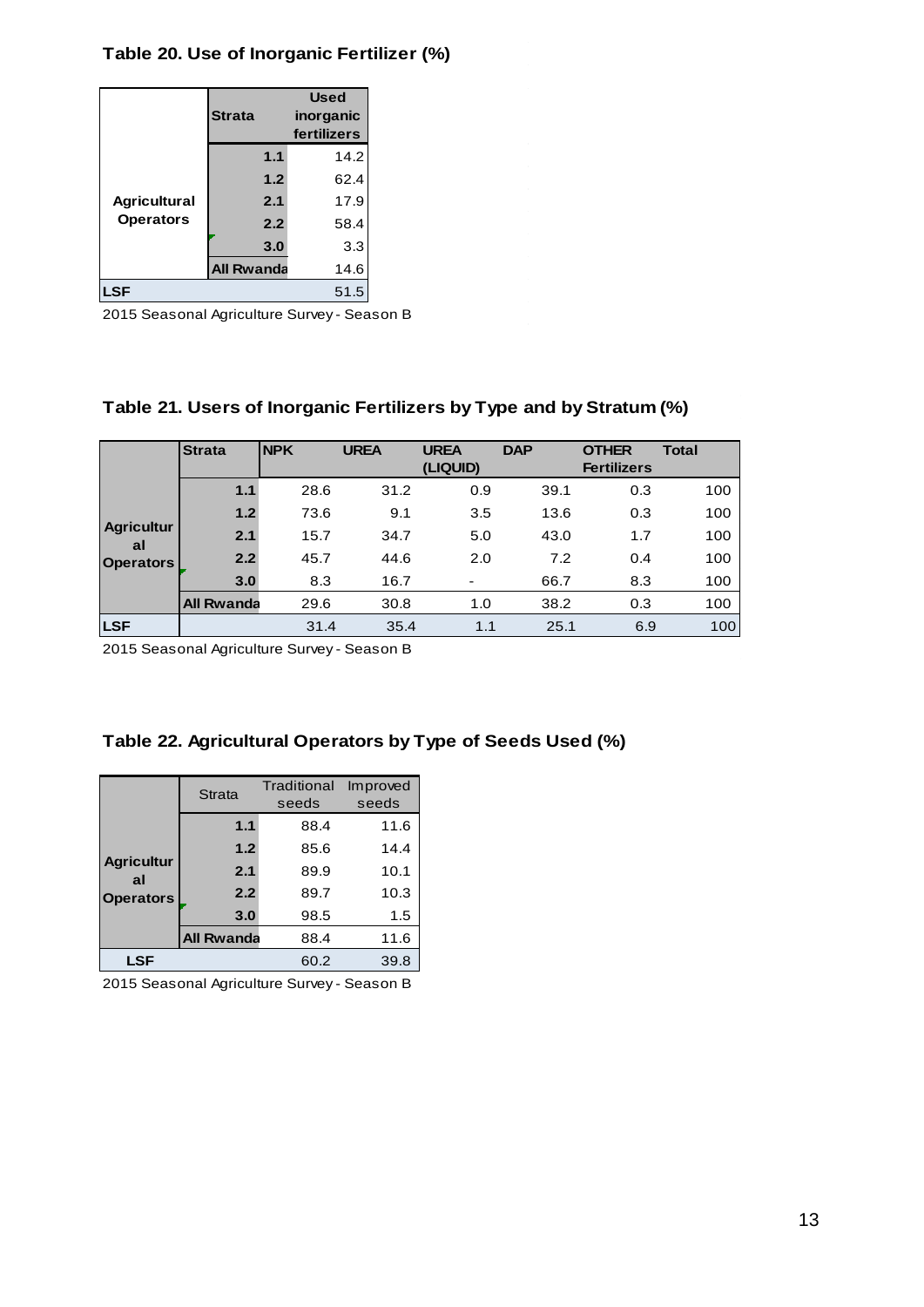**Table 20. Use of Inorganic Fertilizer (%)**

| | Strata | Used inorganic fertilizers |
|---|---|---|
| Agricultural Operators | 1.1 | 14.2 |
| | 1.2 | 62.4 |
| | 2.1 | 17.9 |
| | 2.2 | 58.4 |
| | 3.0 | 3.3 |
| | All Rwanda | 14.6 |
| LSF | | 51.5 |

2015 Seasonal Agriculture Survey - Season B

**Table 21. Users of Inorganic Fertilizers by Type and by Stratum (%)**

| | Strata | NPK | UREA | UREA (LIQUID) | DAP | OTHER Fertilizers | Total |
|---|---|---|---|---|---|---|---|
| Agricultural Operators | 1.1 | 28.6 | 31.2 | 0.9 | 39.1 | 0.3 | 100 |
| | 1.2 | 73.6 | 9.1 | 3.5 | 13.6 | 0.3 | 100 |
| | 2.1 | 15.7 | 34.7 | 5.0 | 43.0 | 1.7 | 100 |
| | 2.2 | 45.7 | 44.6 | 2.0 | 7.2 | 0.4 | 100 |
| | 3.0 | 8.3 | 16.7 | - | 66.7 | 8.3 | 100 |
| | All Rwanda | 29.6 | 30.8 | 1.0 | 38.2 | 0.3 | 100 |
| LSF | | 31.4 | 35.4 | 1.1 | 25.1 | 6.9 | 100 |

2015 Seasonal Agriculture Survey - Season B

**Table 22. Agricultural Operators by Type of Seeds Used (%)**

| | Strata | Traditional seeds | Improved seeds |
|---|---|---|---|
| Agricultural Operators | 1.1 | 88.4 | 11.6 |
| | 1.2 | 85.6 | 14.4 |
| | 2.1 | 89.9 | 10.1 |
| | 2.2 | 89.7 | 10.3 |
| | 3.0 | 98.5 | 1.5 |
| | All Rwanda | 88.4 | 11.6 |
| LSF | | 60.2 | 39.8 |

2015 Seasonal Agriculture Survey - Season B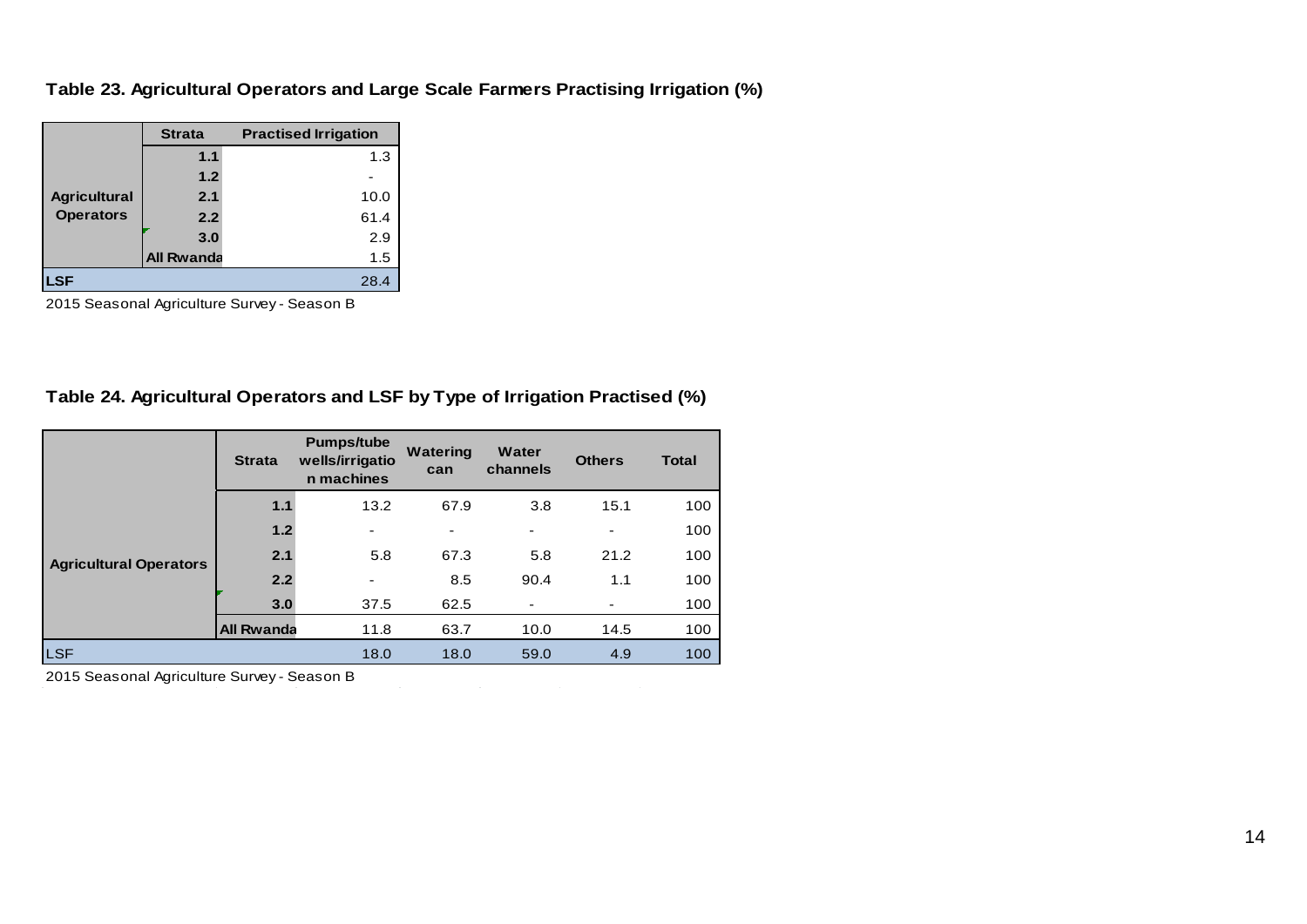**Table 23. Agricultural Operators and Large Scale Farmers Practising Irrigation (%)**

| | Strata | Practised Irrigation |
|---|---|---|
| Agricultural Operators | 1.1 | 1.3 |
| | 1.2 | - |
| | 2.1 | 10.0 |
| | 2.2 | 61.4 |
| | 3.0 | 2.9 |
| | All Rwanda | 1.5 |
| LSF | | 28.4 |

2015 Seasonal Agriculture Survey - Season B

**Table 24. Agricultural Operators and LSF by Type of Irrigation Practised (%)**

| | Strata | Pumps/tube wells/irrigation machines | Watering can | Water channels | Others | Total |
|---|---|---|---|---|---|---|
| Agricultural Operators | 1.1 | 13.2 | 67.9 | 3.8 | 15.1 | 100 |
| | 1.2 | - | - | - | - | 100 |
| | 2.1 | 5.8 | 67.3 | 5.8 | 21.2 | 100 |
| | 2.2 | - | 8.5 | 90.4 | 1.1 | 100 |
| | 3.0 | 37.5 | 62.5 | - | - | 100 |
| | All Rwanda | 11.8 | 63.7 | 10.0 | 14.5 | 100 |
| LSF | | 18.0 | 18.0 | 59.0 | 4.9 | 100 |

2015 Seasonal Agriculture Survey - Season B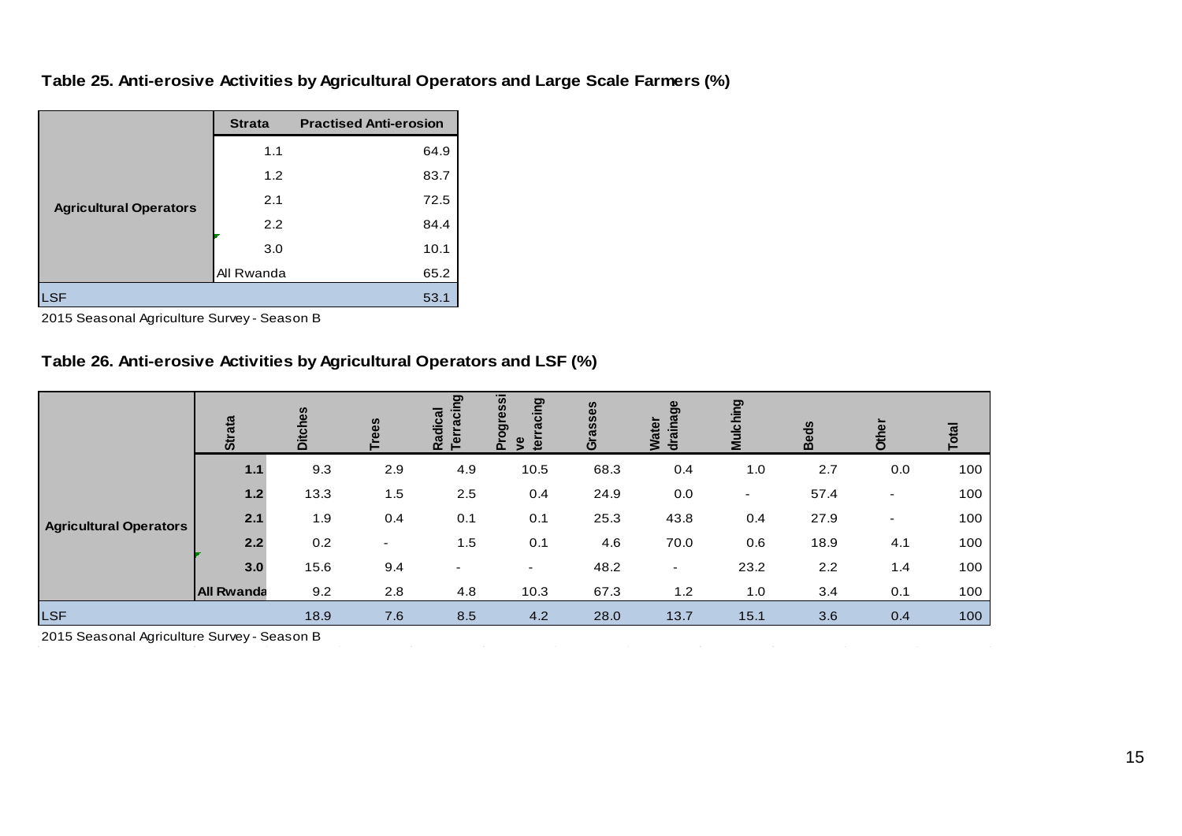### Table 25. Anti-erosive Activities by Agricultural Operators and Large Scale Farmers (%)

| | Strata | Practised Anti-erosion |
|---|---|---|
| Agricultural Operators | 1.1 | 64.9 |
| | 1.2 | 83.7 |
| | 2.1 | 72.5 |
| | 2.2 | 84.4 |
| | 3.0 | 10.1 |
| | All Rwanda | 65.2 |
| LSF | | 53.1 |

2015 Seasonal Agriculture Survey - Season B

### Table 26. Anti-erosive Activities by Agricultural Operators and LSF (%)

| | Strata | Ditches | Trees | Radical Terracing | Progressive terracing | Grasses | Water drainage | Mulching | Beds | Other | Total |
|---|---|---|---|---|---|---|---|---|---|---|---|
| Agricultural Operators | 1.1 | 9.3 | 2.9 | 4.9 | 10.5 | 68.3 | 0.4 | 1.0 | 2.7 | 0.0 | 100 |
| | 1.2 | 13.3 | 1.5 | 2.5 | 0.4 | 24.9 | 0.0 | - | 57.4 | - | 100 |
| | 2.1 | 1.9 | 0.4 | 0.1 | 0.1 | 25.3 | 43.8 | 0.4 | 27.9 | - | 100 |
| | 2.2 | 0.2 | - | 1.5 | 0.1 | 4.6 | 70.0 | 0.6 | 18.9 | 4.1 | 100 |
| | 3.0 | 15.6 | 9.4 | - | - | 48.2 | - | 23.2 | 2.2 | 1.4 | 100 |
| | All Rwanda | 9.2 | 2.8 | 4.8 | 10.3 | 67.3 | 1.2 | 1.0 | 3.4 | 0.1 | 100 |
| LSF | | 18.9 | 7.6 | 8.5 | 4.2 | 28.0 | 13.7 | 15.1 | 3.6 | 0.4 | 100 |

2015 Seasonal Agriculture Survey - Season B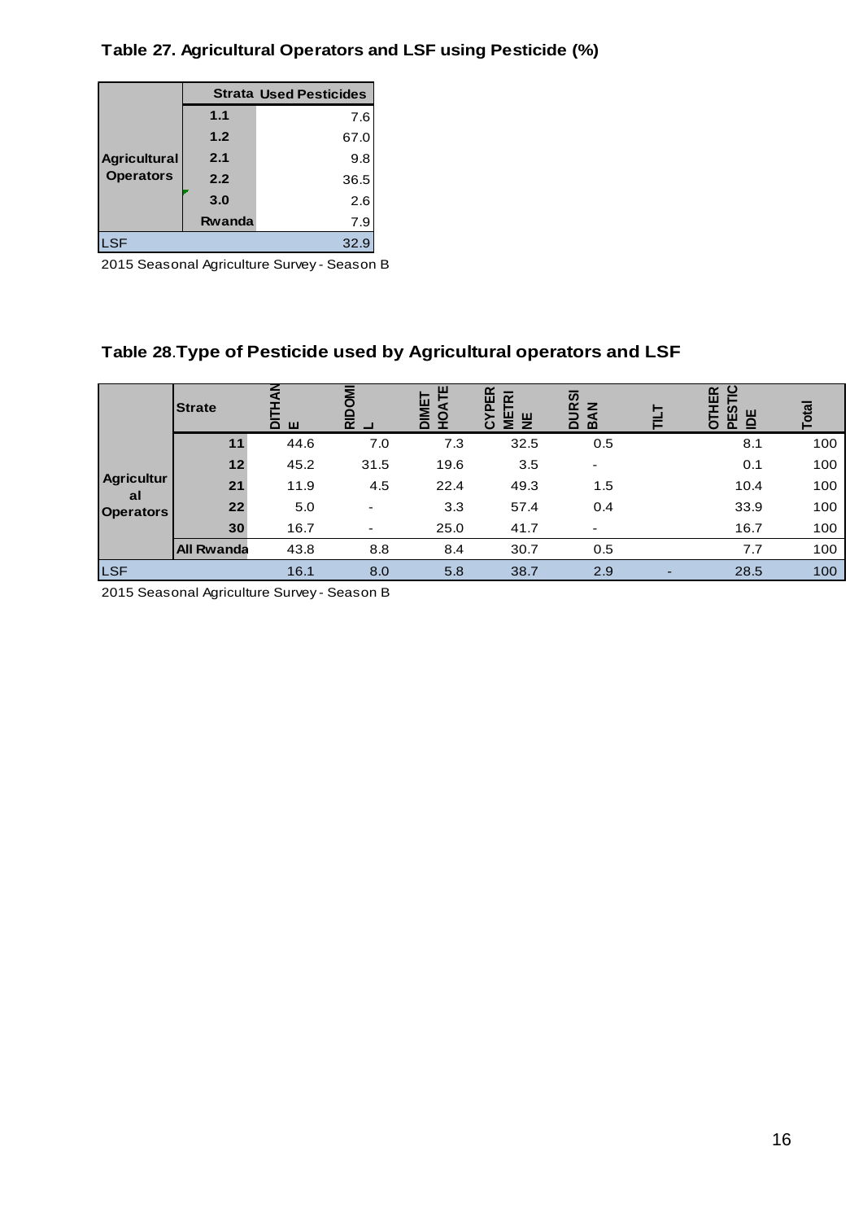**Table 27. Agricultural Operators and LSF using Pesticide (%)**

| | Strata | Used Pesticides |
|---|---|---|
| Agricultural Operators | 1.1 | 7.6 |
| | 1.2 | 67.0 |
| | 2.1 | 9.8 |
| | 2.2 | 36.5 |
| | 3.0 | 2.6 |
| | Rwanda | 7.9 |
| LSF | | 32.9 |

2015 Seasonal Agriculture Survey - Season B

**Table 28.Type of Pesticide used by Agricultural operators and LSF**

| | Strate | DITHANE | RIDOMIL | DIMETHOATE | CYPERMETRINE | DURSIBAN | TILT | OTHER PESTICIDE | Total |
|---|---|---|---|---|---|---|---|---|---|
| Agricultural Operators | 11 | 44.6 | 7.0 | 7.3 | 32.5 | 0.5 | | 8.1 | 100 |
| | 12 | 45.2 | 31.5 | 19.6 | 3.5 | - | | 0.1 | 100 |
| | 21 | 11.9 | 4.5 | 22.4 | 49.3 | 1.5 | | 10.4 | 100 |
| | 22 | 5.0 | - | 3.3 | 57.4 | 0.4 | | 33.9 | 100 |
| | 30 | 16.7 | - | 25.0 | 41.7 | - | | 16.7 | 100 |
| | All Rwanda | 43.8 | 8.8 | 8.4 | 30.7 | 0.5 | | 7.7 | 100 |
| LSF | | 16.1 | 8.0 | 5.8 | 38.7 | 2.9 | - | 28.5 | 100 |

2015 Seasonal Agriculture Survey - Season B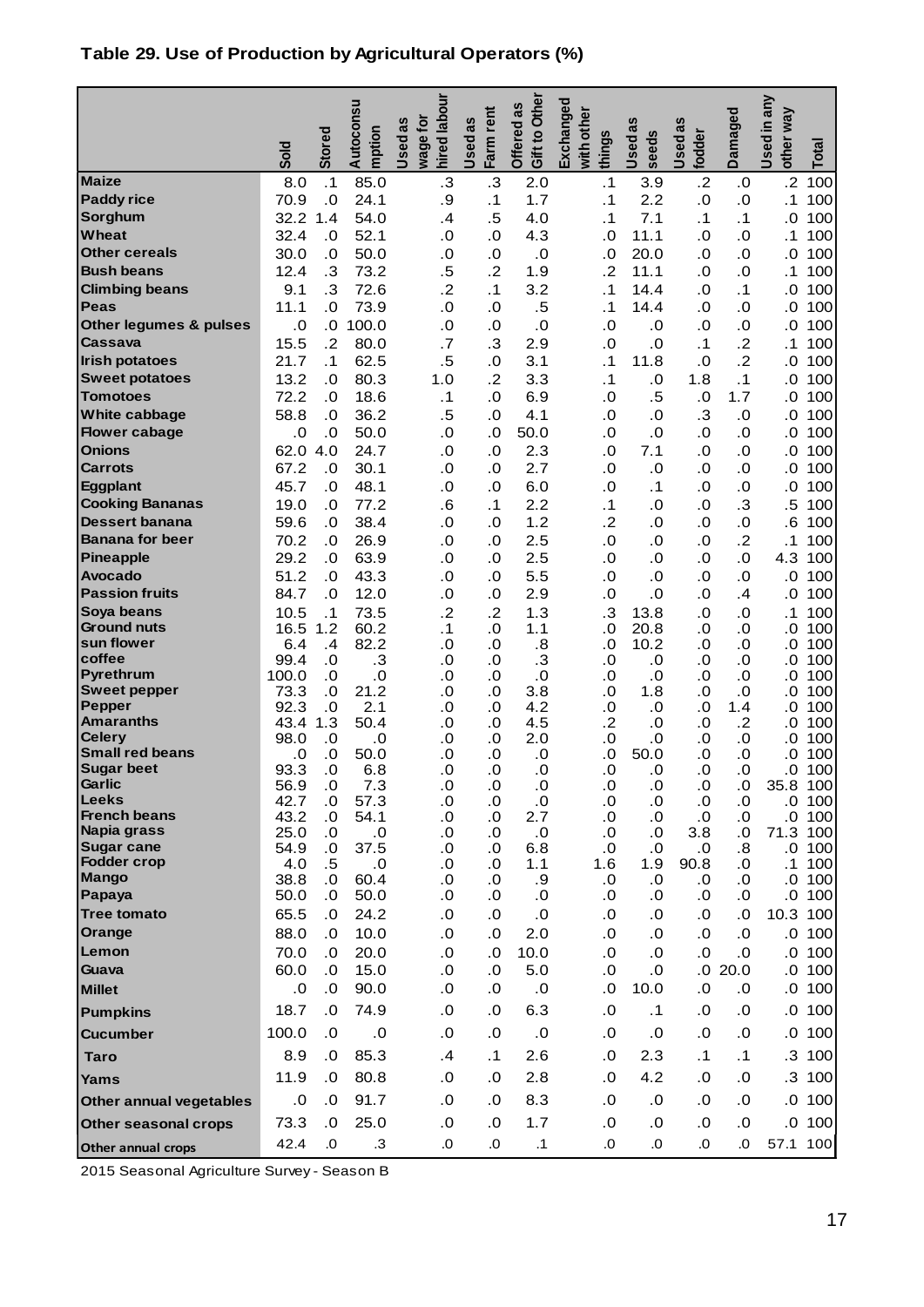## Table 29. Use of Production by Agricultural Operators (%)

| | Sold | Stored | Autoconsumption | Used as wage for hired labour | Used as Farm rent | Offered as Gift to Other | Exchanged with other things | Used as seeds | Used as fodder | Damaged | Used in any other way | Total |
|---|---|---|---|---|---|---|---|---|---|---|---|---|
| Maize | 8.0 | .1 | 85.0 | .3 | .3 | 2.0 | .1 | 3.9 | .2 | .0 | .2 | 100 |
| Paddy rice | 70.9 | .0 | 24.1 | .9 | .1 | 1.7 | .1 | 2.2 | .0 | .0 | .1 | 100 |
| Sorghum | 32.2 | 1.4 | 54.0 | .4 | .5 | 4.0 | .1 | 7.1 | .1 | .1 | .0 | 100 |
| Wheat | 32.4 | .0 | 52.1 | .0 | .0 | 4.3 | .0 | 11.1 | .0 | .0 | .1 | 100 |
| Other cereals | 30.0 | .0 | 50.0 | .0 | .0 | .0 | .0 | 20.0 | .0 | .0 | .0 | 100 |
| Bush beans | 12.4 | .3 | 73.2 | .5 | .2 | 1.9 | .2 | 11.1 | .0 | .0 | .1 | 100 |
| Climbing beans | 9.1 | .3 | 72.6 | .2 | .1 | 3.2 | .1 | 14.4 | .0 | .1 | .0 | 100 |
| Peas | 11.1 | .0 | 73.9 | .0 | .0 | .5 | .1 | 14.4 | .0 | .0 | .0 | 100 |
| Other legumes & pulses | .0 | .0 | 100.0 | .0 | .0 | .0 | .0 | .0 | .0 | .0 | .0 | 100 |
| Cassava | 15.5 | .2 | 80.0 | .7 | .3 | 2.9 | .0 | .0 | .1 | .2 | .1 | 100 |
| Irish potatoes | 21.7 | .1 | 62.5 | .5 | .0 | 3.1 | .1 | 11.8 | .0 | .2 | .0 | 100 |
| Sweet potatoes | 13.2 | .0 | 80.3 | 1.0 | .2 | 3.3 | .1 | .0 | 1.8 | .1 | .0 | 100 |
| Tomotoes | 72.2 | .0 | 18.6 | .1 | .0 | 6.9 | .0 | .5 | .0 | 1.7 | .0 | 100 |
| White cabbage | 58.8 | .0 | 36.2 | .5 | .0 | 4.1 | .0 | .0 | .3 | .0 | .0 | 100 |
| Flower cabage | .0 | .0 | 50.0 | .0 | .0 | 50.0 | .0 | .0 | .0 | .0 | .0 | 100 |
| Onions | 62.0 | 4.0 | 24.7 | .0 | .0 | 2.3 | .0 | 7.1 | .0 | .0 | .0 | 100 |
| Carrots | 67.2 | .0 | 30.1 | .0 | .0 | 2.7 | .0 | .0 | .0 | .0 | .0 | 100 |
| Eggplant | 45.7 | .0 | 48.1 | .0 | .0 | 6.0 | .0 | .1 | .0 | .0 | .0 | 100 |
| Cooking Bananas | 19.0 | .0 | 77.2 | .6 | .1 | 2.2 | .1 | .0 | .0 | .3 | .5 | 100 |
| Dessert banana | 59.6 | .0 | 38.4 | .0 | .0 | 1.2 | .2 | .0 | .0 | .0 | .6 | 100 |
| Banana for beer | 70.2 | .0 | 26.9 | .0 | .0 | 2.5 | .0 | .0 | .0 | .2 | .1 | 100 |
| Pineapple | 29.2 | .0 | 63.9 | .0 | .0 | 2.5 | .0 | .0 | .0 | .0 | 4.3 | 100 |
| Avocado | 51.2 | .0 | 43.3 | .0 | .0 | 5.5 | .0 | .0 | .0 | .0 | .0 | 100 |
| Passion fruits | 84.7 | .0 | 12.0 | .0 | .0 | 2.9 | .0 | .0 | .0 | .4 | .0 | 100 |
| Soya beans | 10.5 | .1 | 73.5 | .2 | .2 | 1.3 | .3 | 13.8 | .0 | .0 | .1 | 100 |
| Ground nuts | 16.5 | 1.2 | 60.2 | .1 | .0 | 1.1 | .0 | 20.8 | .0 | .0 | .0 | 100 |
| sun flower | 6.4 | .4 | 82.2 | .0 | .0 | .8 | .0 | 10.2 | .0 | .0 | .0 | 100 |
| coffee | 99.4 | .0 | .3 | .0 | .0 | .3 | .0 | .0 | .0 | .0 | .0 | 100 |
| Pyrethrum | 100.0 | .0 | .0 | .0 | .0 | .0 | .0 | .0 | .0 | .0 | .0 | 100 |
| Sweet pepper | 73.3 | .0 | 21.2 | .0 | .0 | 3.8 | .0 | 1.8 | .0 | .0 | .0 | 100 |
| Pepper | 92.3 | .0 | 2.1 | .0 | .0 | 4.2 | .0 | .0 | .0 | 1.4 | .0 | 100 |
| Amaranths | 43.4 | 1.3 | 50.4 | .0 | .0 | 4.5 | .2 | .0 | .0 | .2 | .0 | 100 |
| Celery | 98.0 | .0 | .0 | .0 | .0 | 2.0 | .0 | .0 | .0 | .0 | .0 | 100 |
| Small red beans | .0 | .0 | 50.0 | .0 | .0 | .0 | .0 | 50.0 | .0 | .0 | .0 | 100 |
| Sugar beet | 93.3 | .0 | 6.8 | .0 | .0 | .0 | .0 | .0 | .0 | .0 | .0 | 100 |
| Garlic | 56.9 | .0 | 7.3 | .0 | .0 | .0 | .0 | .0 | .0 | .0 | 35.8 | 100 |
| Leeks | 42.7 | .0 | 57.3 | .0 | .0 | .0 | .0 | .0 | .0 | .0 | .0 | 100 |
| French beans | 43.2 | .0 | 54.1 | .0 | .0 | 2.7 | .0 | .0 | .0 | .0 | .0 | 100 |
| Napia grass | 25.0 | .0 | .0 | .0 | .0 | .0 | .0 | .0 | 3.8 | .0 | 71.3 | 100 |
| Sugar cane | 54.9 | .0 | 37.5 | .0 | .0 | 6.8 | .0 | .0 | .0 | .8 | .0 | 100 |
| Fodder crop | 4.0 | .5 | .0 | .0 | .0 | 1.1 | 1.6 | 1.9 | 90.8 | .0 | .1 | 100 |
| Mango | 38.8 | .0 | 60.4 | .0 | .0 | .9 | .0 | .0 | .0 | .0 | .0 | 100 |
| Papaya | 50.0 | .0 | 50.0 | .0 | .0 | .0 | .0 | .0 | .0 | .0 | .0 | 100 |
| Tree tomato | 65.5 | .0 | 24.2 | .0 | .0 | .0 | .0 | .0 | .0 | .0 | 10.3 | 100 |
| Orange | 88.0 | .0 | 10.0 | .0 | .0 | 2.0 | .0 | .0 | .0 | .0 | .0 | 100 |
| Lemon | 70.0 | .0 | 20.0 | .0 | .0 | 10.0 | .0 | .0 | .0 | .0 | .0 | 100 |
| Guava | 60.0 | .0 | 15.0 | .0 | .0 | 5.0 | .0 | .0 | .0 | 20.0 | .0 | 100 |
| Millet | .0 | .0 | 90.0 | .0 | .0 | .0 | .0 | 10.0 | .0 | .0 | .0 | 100 |
| Pumpkins | 18.7 | .0 | 74.9 | .0 | .0 | 6.3 | .0 | .1 | .0 | .0 | .0 | 100 |
| Cucumber | 100.0 | .0 | .0 | .0 | .0 | .0 | .0 | .0 | .0 | .0 | .0 | 100 |
| Taro | 8.9 | .0 | 85.3 | .4 | .1 | 2.6 | .0 | 2.3 | .1 | .1 | .3 | 100 |
| Yams | 11.9 | .0 | 80.8 | .0 | .0 | 2.8 | .0 | 4.2 | .0 | .0 | .3 | 100 |
| Other annual vegetables | .0 | .0 | 91.7 | .0 | .0 | 8.3 | .0 | .0 | .0 | .0 | .0 | 100 |
| Other seasonal crops | 73.3 | .0 | 25.0 | .0 | .0 | 1.7 | .0 | .0 | .0 | .0 | .0 | 100 |
| Other annual crops | 42.4 | .0 | .3 | .0 | .0 | .1 | .0 | .0 | .0 | .0 | 57.1 | 100 |

2015 Seasonal Agriculture Survey - Season B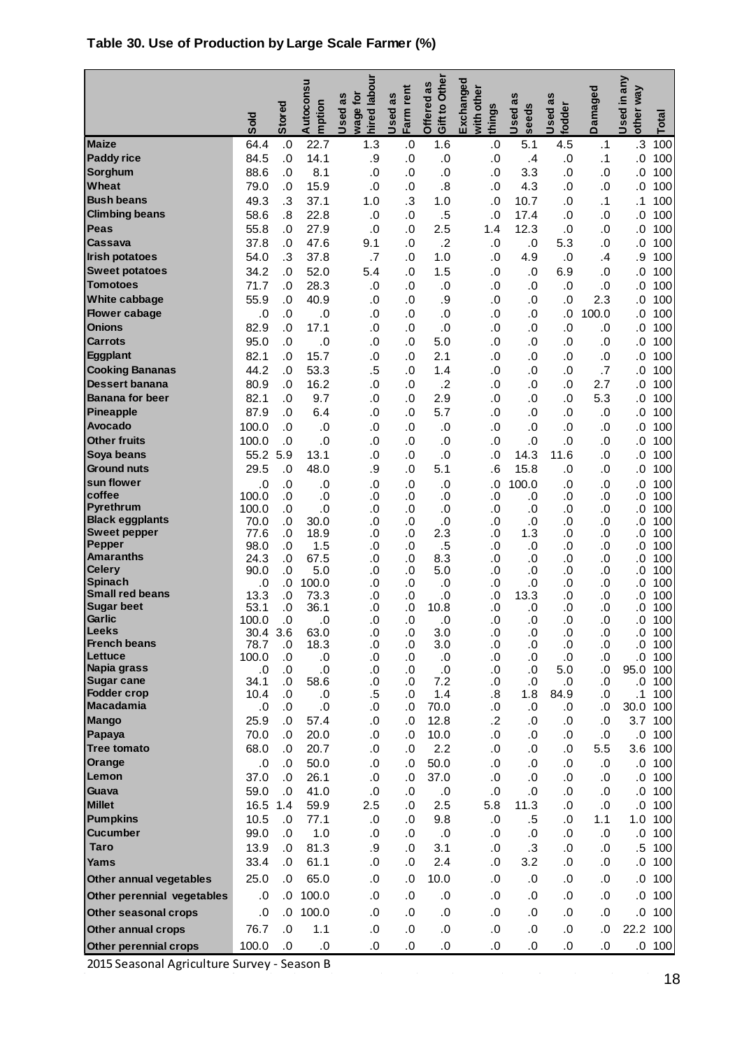## Table 30. Use of Production by Large Scale Farmer (%)

| | Sold | Stored | Autoconsumption | Used as wage for hired labour | Used as Farm rent | Offered as Gift to Other | Exchanged with other things | Used as seeds | Used as fodder | Damaged | Used in any other way | Total |
|---|---|---|---|---|---|---|---|---|---|---|---|---|
| Maize | 64.4 | .0 | 22.7 | 1.3 | .0 | 1.6 | .0 | 5.1 | 4.5 | .1 | .3 | 100 |
| Paddy rice | 84.5 | .0 | 14.1 | .9 | .0 | .0 | .0 | .4 | .0 | .1 | .0 | 100 |
| Sorghum | 88.6 | .0 | 8.1 | .0 | .0 | .0 | .0 | 3.3 | .0 | .0 | .0 | 100 |
| Wheat | 79.0 | .0 | 15.9 | .0 | .0 | .8 | .0 | 4.3 | .0 | .0 | .0 | 100 |
| Bush beans | 49.3 | .3 | 37.1 | 1.0 | .3 | 1.0 | .0 | 10.7 | .0 | .1 | .1 | 100 |
| Climbing beans | 58.6 | .8 | 22.8 | .0 | .0 | .5 | .0 | 17.4 | .0 | .0 | .0 | 100 |
| Peas | 55.8 | .0 | 27.9 | .0 | .0 | 2.5 | 1.4 | 12.3 | .0 | .0 | .0 | 100 |
| Cassava | 37.8 | .0 | 47.6 | 9.1 | .0 | .2 | .0 | .0 | 5.3 | .0 | .0 | 100 |
| Irish potatoes | 54.0 | .3 | 37.8 | .7 | .0 | 1.0 | .0 | 4.9 | .0 | .4 | .9 | 100 |
| Sweet potatoes | 34.2 | .0 | 52.0 | 5.4 | .0 | 1.5 | .0 | .0 | 6.9 | .0 | .0 | 100 |
| Tomotoes | 71.7 | .0 | 28.3 | .0 | .0 | .0 | .0 | .0 | .0 | .0 | .0 | 100 |
| White cabbage | 55.9 | .0 | 40.9 | .0 | .0 | .9 | .0 | .0 | .0 | 2.3 | .0 | 100 |
| Flower cabage | .0 | .0 | .0 | .0 | .0 | .0 | .0 | .0 | .0 | 100.0 | .0 | 100 |
| Onions | 82.9 | .0 | 17.1 | .0 | .0 | .0 | .0 | .0 | .0 | .0 | .0 | 100 |
| Carrots | 95.0 | .0 | .0 | .0 | .0 | 5.0 | .0 | .0 | .0 | .0 | .0 | 100 |
| Eggplant | 82.1 | .0 | 15.7 | .0 | .0 | 2.1 | .0 | .0 | .0 | .0 | .0 | 100 |
| Cooking Bananas | 44.2 | .0 | 53.3 | .5 | .0 | 1.4 | .0 | .0 | .0 | .7 | .0 | 100 |
| Dessert banana | 80.9 | .0 | 16.2 | .0 | .0 | .2 | .0 | .0 | .0 | 2.7 | .0 | 100 |
| Banana for beer | 82.1 | .0 | 9.7 | .0 | .0 | 2.9 | .0 | .0 | .0 | 5.3 | .0 | 100 |
| Pineapple | 87.9 | .0 | 6.4 | .0 | .0 | 5.7 | .0 | .0 | .0 | .0 | .0 | 100 |
| Avocado | 100.0 | .0 | .0 | .0 | .0 | .0 | .0 | .0 | .0 | .0 | .0 | 100 |
| Other fruits | 100.0 | .0 | .0 | .0 | .0 | .0 | .0 | .0 | .0 | .0 | .0 | 100 |
| Soya beans | 55.2 | 5.9 | 13.1 | .0 | .0 | .0 | .0 | 14.3 | 11.6 | .0 | .0 | 100 |
| Ground nuts | 29.5 | .0 | 48.0 | .9 | .0 | 5.1 | .6 | 15.8 | .0 | .0 | .0 | 100 |
| sun flower | .0 | .0 | .0 | .0 | .0 | .0 | .0 | 100.0 | .0 | .0 | .0 | 100 |
| coffee | 100.0 | .0 | .0 | .0 | .0 | .0 | .0 | .0 | .0 | .0 | .0 | 100 |
| Pyrethrum | 100.0 | .0 | .0 | .0 | .0 | .0 | .0 | .0 | .0 | .0 | .0 | 100 |
| Black eggplants | 70.0 | .0 | 30.0 | .0 | .0 | .0 | .0 | .0 | .0 | .0 | .0 | 100 |
| Sweet pepper | 77.6 | .0 | 18.9 | .0 | .0 | 2.3 | .0 | 1.3 | .0 | .0 | .0 | 100 |
| Pepper | 98.0 | .0 | 1.5 | .0 | .0 | .5 | .0 | .0 | .0 | .0 | .0 | 100 |
| Amaranths | 24.3 | .0 | 67.5 | .0 | .0 | 8.3 | .0 | .0 | .0 | .0 | .0 | 100 |
| Celery | 90.0 | .0 | 5.0 | .0 | .0 | 5.0 | .0 | .0 | .0 | .0 | .0 | 100 |
| Spinach | .0 | .0 | 100.0 | .0 | .0 | .0 | .0 | .0 | .0 | .0 | .0 | 100 |
| Small red beans | 13.3 | .0 | 73.3 | .0 | .0 | .0 | .0 | 13.3 | .0 | .0 | .0 | 100 |
| Sugar beet | 53.1 | .0 | 36.1 | .0 | .0 | 10.8 | .0 | .0 | .0 | .0 | .0 | 100 |
| Garlic | 100.0 | .0 | .0 | .0 | .0 | .0 | .0 | .0 | .0 | .0 | .0 | 100 |
| Leeks | 30.4 | 3.6 | 63.0 | .0 | .0 | 3.0 | .0 | .0 | .0 | .0 | .0 | 100 |
| French beans | 78.7 | .0 | 18.3 | .0 | .0 | 3.0 | .0 | .0 | .0 | .0 | .0 | 100 |
| Lettuce | 100.0 | .0 | .0 | .0 | .0 | .0 | .0 | .0 | .0 | .0 | .0 | 100 |
| Napia grass | .0 | .0 | .0 | .0 | .0 | .0 | .0 | .0 | 5.0 | .0 | 95.0 | 100 |
| Sugar cane | 34.1 | .0 | 58.6 | .0 | .0 | 7.2 | .0 | .0 | .0 | .0 | .0 | 100 |
| Fodder crop | 10.4 | .0 | .0 | .5 | .0 | 1.4 | .8 | 1.8 | 84.9 | .0 | .1 | 100 |
| Macadamia | .0 | .0 | .0 | .0 | .0 | 70.0 | .0 | .0 | .0 | .0 | 30.0 | 100 |
| Mango | 25.9 | .0 | 57.4 | .0 | .0 | 12.8 | .2 | .0 | .0 | .0 | 3.7 | 100 |
| Papaya | 70.0 | .0 | 20.0 | .0 | .0 | 10.0 | .0 | .0 | .0 | .0 | .0 | 100 |
| Tree tomato | 68.0 | .0 | 20.7 | .0 | .0 | 2.2 | .0 | .0 | .0 | 5.5 | 3.6 | 100 |
| Orange | .0 | .0 | 50.0 | .0 | .0 | 50.0 | .0 | .0 | .0 | .0 | .0 | 100 |
| Lemon | 37.0 | .0 | 26.1 | .0 | .0 | 37.0 | .0 | .0 | .0 | .0 | .0 | 100 |
| Guava | 59.0 | .0 | 41.0 | .0 | .0 | .0 | .0 | .0 | .0 | .0 | .0 | 100 |
| Millet | 16.5 | 1.4 | 59.9 | 2.5 | .0 | 2.5 | 5.8 | 11.3 | .0 | .0 | .0 | 100 |
| Pumpkins | 10.5 | .0 | 77.1 | .0 | .0 | 9.8 | .0 | .5 | .0 | 1.1 | 1.0 | 100 |
| Cucumber | 99.0 | .0 | 1.0 | .0 | .0 | .0 | .0 | .0 | .0 | .0 | .0 | 100 |
| Taro | 13.9 | .0 | 81.3 | .9 | .0 | 3.1 | .0 | .3 | .0 | .0 | .5 | 100 |
| Yams | 33.4 | .0 | 61.1 | .0 | .0 | 2.4 | .0 | 3.2 | .0 | .0 | .0 | 100 |
| Other annual vegetables | 25.0 | .0 | 65.0 | .0 | .0 | 10.0 | .0 | .0 | .0 | .0 | .0 | 100 |
| Other perennial vegetables | .0 | .0 | 100.0 | .0 | .0 | .0 | .0 | .0 | .0 | .0 | .0 | 100 |
| Other seasonal crops | .0 | .0 | 100.0 | .0 | .0 | .0 | .0 | .0 | .0 | .0 | .0 | 100 |
| Other annual crops | 76.7 | .0 | 1.1 | .0 | .0 | .0 | .0 | .0 | .0 | .0 | 22.2 | 100 |
| Other perennial crops | 100.0 | .0 | .0 | .0 | .0 | .0 | .0 | .0 | .0 | .0 | .0 | 100 |

2015 Seasonal Agriculture Survey - Season B